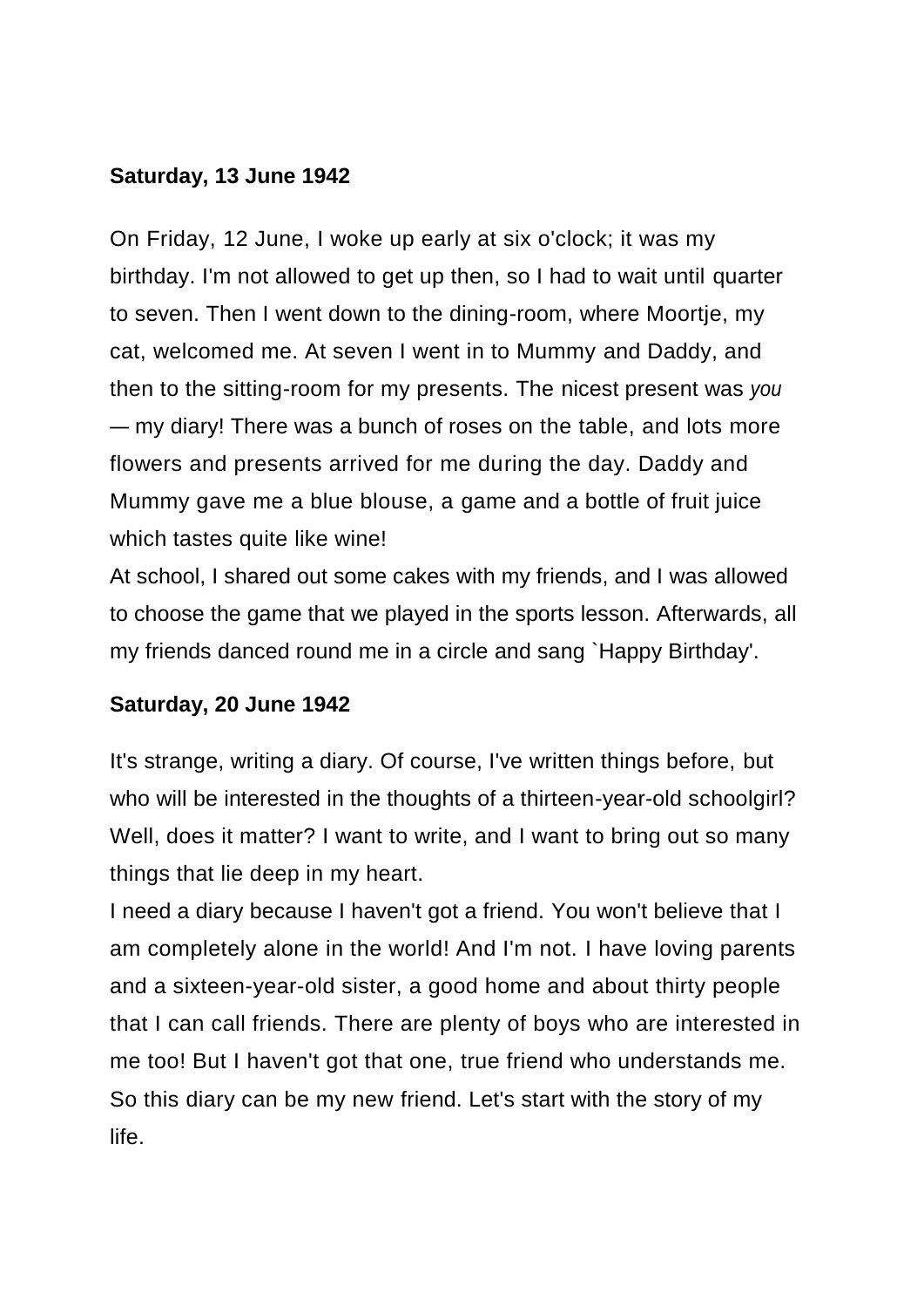**Saturday, 13 June 1942**

On Friday, 12 June, I woke up early at six o'clock; it was my birthday. I'm not allowed to get up then, so I had to wait until quarter to seven. Then I went down to the dining-room, where Moortje, my cat, welcomed me. At seven I went in to Mummy and Daddy, and then to the sitting-room for my presents. The nicest present was *you* — my diary! There was a bunch of roses on the table, and lots more flowers and presents arrived for me during the day. Daddy and Mummy gave me a blue blouse, a game and a bottle of fruit juice which tastes quite like wine!

At school, I shared out some cakes with my friends, and I was allowed to choose the game that we played in the sports lesson. Afterwards, all my friends danced round me in a circle and sang `Happy Birthday'.

**Saturday, 20 June 1942**

It's strange, writing a diary. Of course, I've written things before, but who will be interested in the thoughts of a thirteen-year-old schoolgirl? Well, does it matter? I want to write, and I want to bring out so many things that lie deep in my heart.

I need a diary because I haven't got a friend. You won't believe that I am completely alone in the world! And I'm not. I have loving parents and a sixteen-year-old sister, a good home and about thirty people that I can call friends. There are plenty of boys who are interested in me too! But I haven't got that one, true friend who understands me. So this diary can be my new friend. Let's start with the story of my life.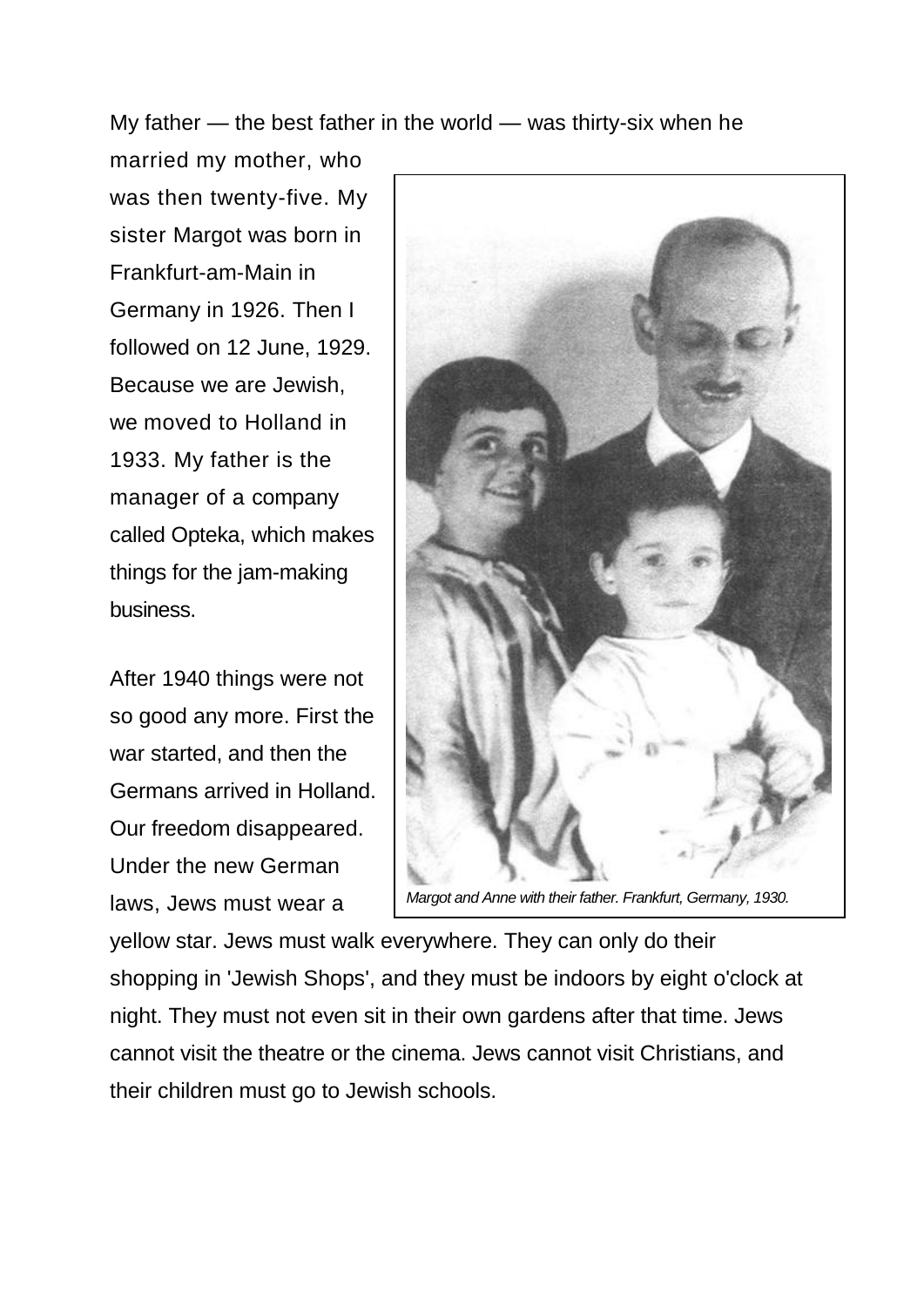My father — the best father in the world — was thirty-six when he married my mother, who was then twenty-five. My sister Margot was born in Frankfurt-am-Main in Germany in 1926. Then I followed on 12 June, 1929. Because we are Jewish, we moved to Holland in 1933. My father is the manager of a company called Opteka, which makes things for the jam-making business.

*Margot and Anne with their father. Frankfurt, Germany, 1930.*

After 1940 things were not so good any more. First the war started, and then the Germans arrived in Holland. Our freedom disappeared. Under the new German laws, Jews must wear a yellow star. Jews must walk everywhere. They can only do their shopping in 'Jewish Shops', and they must be indoors by eight o'clock at night. They must not even sit in their own gardens after that time. Jews cannot visit the theatre or the cinema. Jews cannot visit Christians, and their children must go to Jewish schools.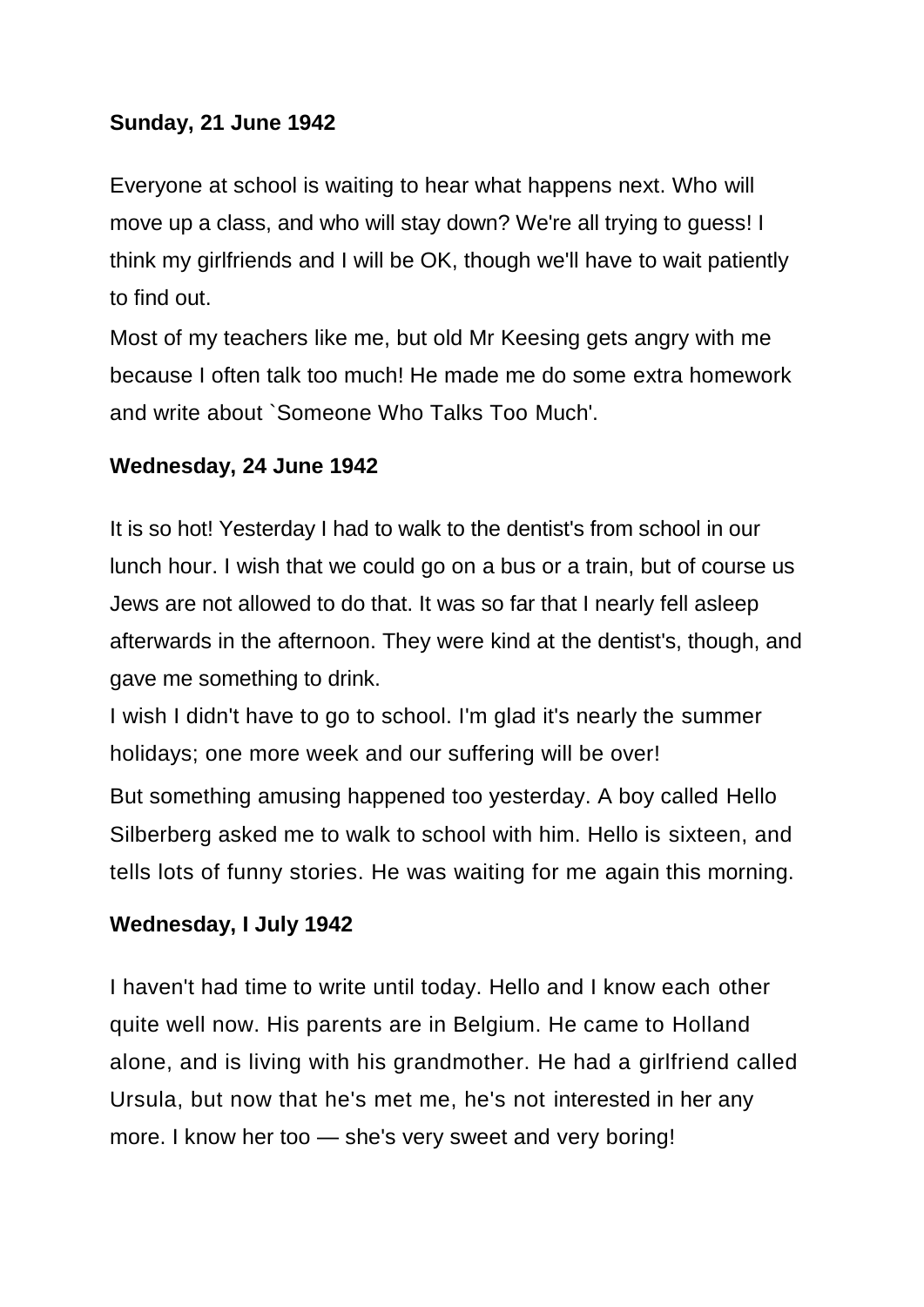**Sunday, 21 June 1942**

Everyone at school is waiting to hear what happens next. Who will move up a class, and who will stay down? We're all trying to guess! I think my girlfriends and I will be OK, though we'll have to wait patiently to find out.

Most of my teachers like me, but old Mr Keesing gets angry with me because I often talk too much! He made me do some extra homework and write about `Someone Who Talks Too Much'.

**Wednesday, 24 June 1942**

It is so hot! Yesterday I had to walk to the dentist's from school in our lunch hour. I wish that we could go on a bus or a train, but of course us Jews are not allowed to do that. It was so far that I nearly fell asleep afterwards in the afternoon. They were kind at the dentist's, though, and gave me something to drink.

I wish I didn't have to go to school. I'm glad it's nearly the summer holidays; one more week and our suffering will be over!

But something amusing happened too yesterday. A boy called Hello Silberberg asked me to walk to school with him. Hello is sixteen, and tells lots of funny stories. He was waiting for me again this morning.

**Wednesday, I July 1942**

I haven't had time to write until today. Hello and I know each other quite well now. His parents are in Belgium. He came to Holland alone, and is living with his grandmother. He had a girlfriend called Ursula, but now that he's met me, he's not interested in her any more. I know her too — she's very sweet and very boring!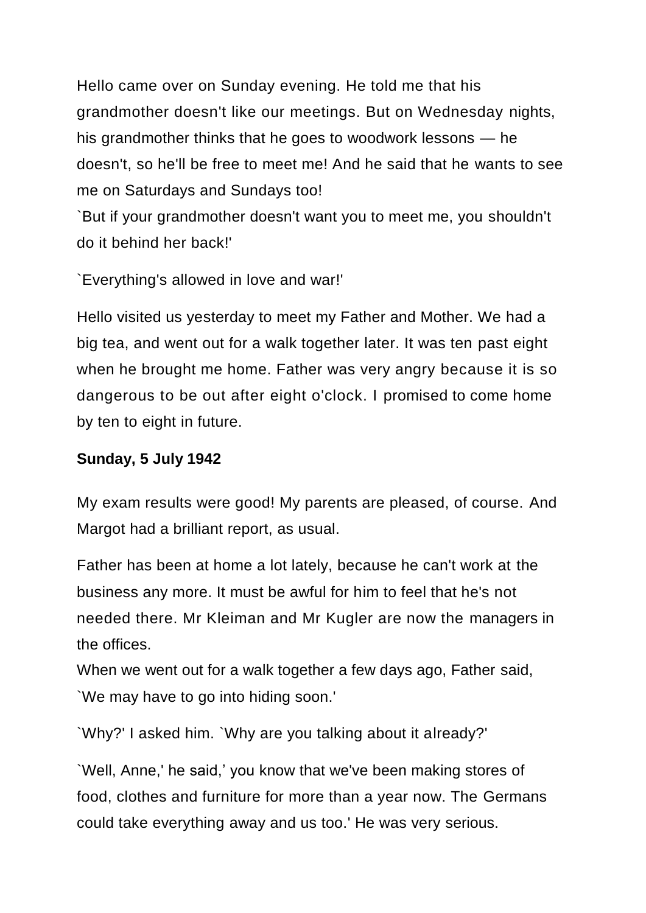Hello came over on Sunday evening. He told me that his grandmother doesn't like our meetings. But on Wednesday nights, his grandmother thinks that he goes to woodwork lessons — he doesn't, so he'll be free to meet me! And he said that he wants to see me on Saturdays and Sundays too!

`But if your grandmother doesn't want you to meet me, you shouldn't do it behind her back!'

`Everything's allowed in love and war!'

Hello visited us yesterday to meet my Father and Mother. We had a big tea, and went out for a walk together later. It was ten past eight when he brought me home. Father was very angry because it is so dangerous to be out after eight o'clock. I promised to come home by ten to eight in future.

**Sunday, 5 July 1942**

My exam results were good! My parents are pleased, of course. And Margot had a brilliant report, as usual.

Father has been at home a lot lately, because he can't work at the business any more. It must be awful for him to feel that he's not needed there. Mr Kleiman and Mr Kugler are now the managers in the offices.

When we went out for a walk together a few days ago, Father said, `We may have to go into hiding soon.'

`Why?' I asked him. `Why are you talking about it already?'

`Well, Anne,' he said,' you know that we've been making stores of food, clothes and furniture for more than a year now. The Germans could take everything away and us too.' He was very serious.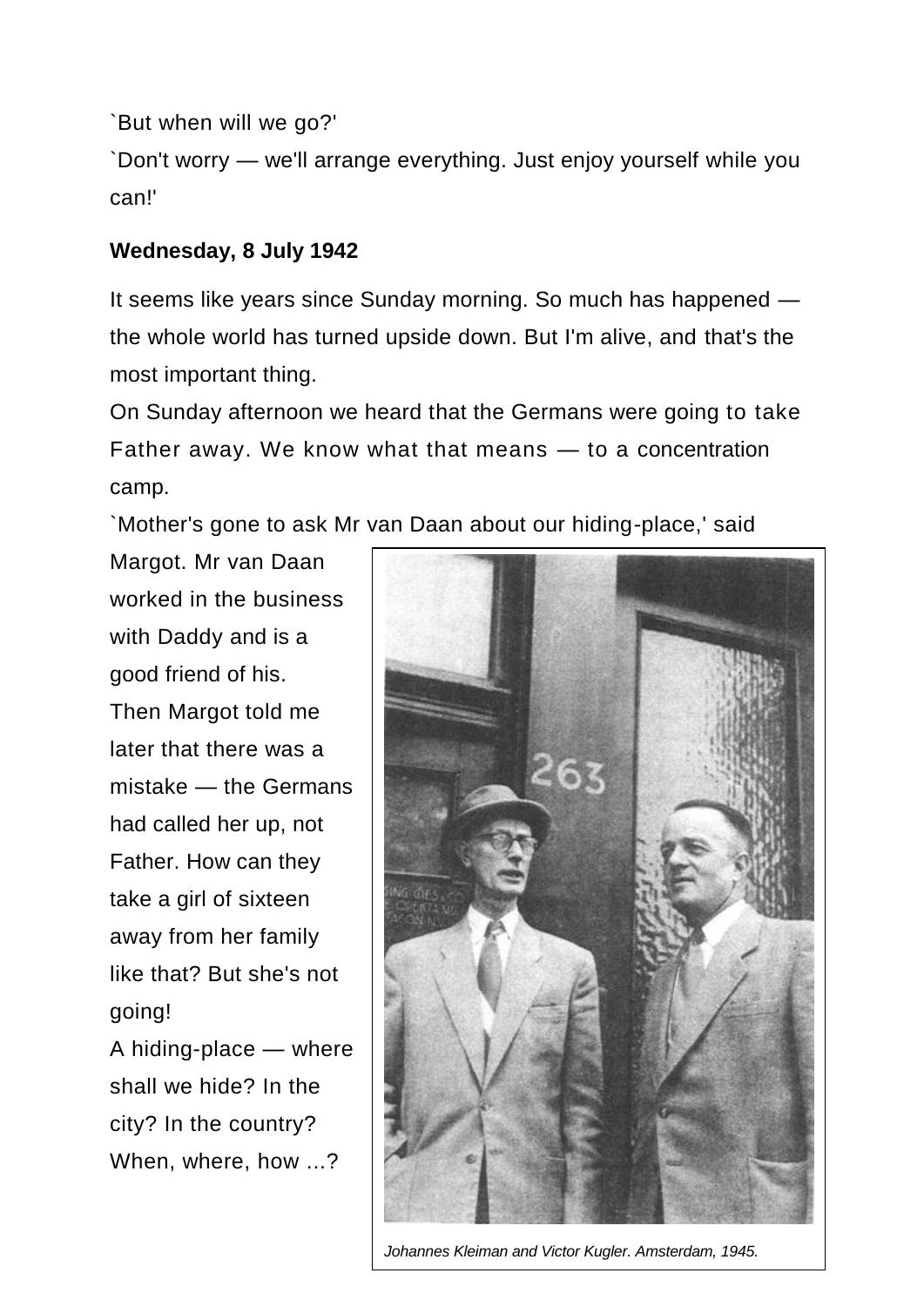`But when will we go?'

`Don't worry — we'll arrange everything. Just enjoy yourself while you can!'

**Wednesday, 8 July 1942**

It seems like years since Sunday morning. So much has happened — the whole world has turned upside down. But I'm alive, and that's the most important thing.

On Sunday afternoon we heard that the Germans were going to take Father away. We know what that means — to a concentration camp.

`Mother's gone to ask Mr van Daan about our hiding-place,' said Margot. Mr van Daan worked in the business with Daddy and is a good friend of his.

Then Margot told me later that there was a mistake — the Germans had called her up, not Father. How can they take a girl of sixteen away from her family like that? But she's not going!

A hiding-place — where shall we hide? In the city? In the country? When, where, how ...?

*Johannes Kleiman and Victor Kugler. Amsterdam, 1945.*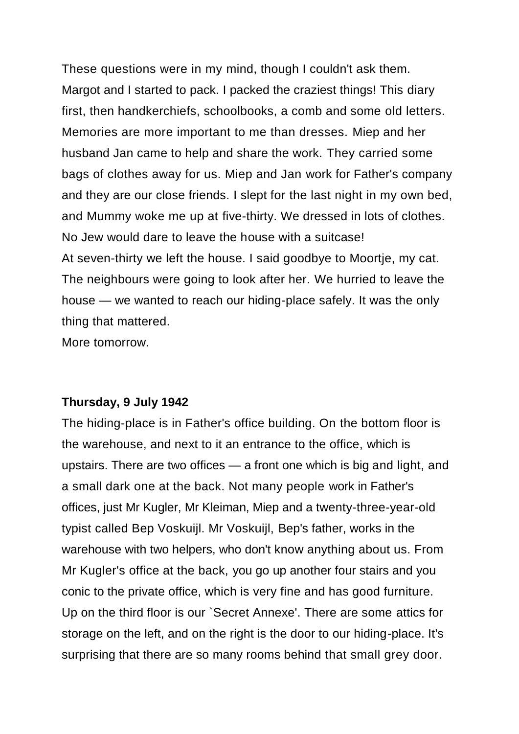These questions were in my mind, though I couldn't ask them. Margot and I started to pack. I packed the craziest things! This diary first, then handkerchiefs, schoolbooks, a comb and some old letters. Memories are more important to me than dresses. Miep and her husband Jan came to help and share the work. They carried some bags of clothes away for us. Miep and Jan work for Father's company and they are our close friends. I slept for the last night in my own bed, and Mummy woke me up at five-thirty. We dressed in lots of clothes. No Jew would dare to leave the house with a suitcase!

At seven-thirty we left the house. I said goodbye to Moortje, my cat. The neighbours were going to look after her. We hurried to leave the house — we wanted to reach our hiding-place safely. It was the only thing that mattered.

More tomorrow.

**Thursday, 9 July 1942**

The hiding-place is in Father's office building. On the bottom floor is the warehouse, and next to it an entrance to the office, which is upstairs. There are two offices — a front one which is big and light, and a small dark one at the back. Not many people work in Father's offices, just Mr Kugler, Mr Kleiman, Miep and a twenty-three-year-old typist called Bep Voskuijl. Mr Voskuijl, Bep's father, works in the warehouse with two helpers, who don't know anything about us. From Mr Kugler's office at the back, you go up another four stairs and you conic to the private office, which is very fine and has good furniture. Up on the third floor is our `Secret Annexe'. There are some attics for storage on the left, and on the right is the door to our hiding-place. It's surprising that there are so many rooms behind that small grey door.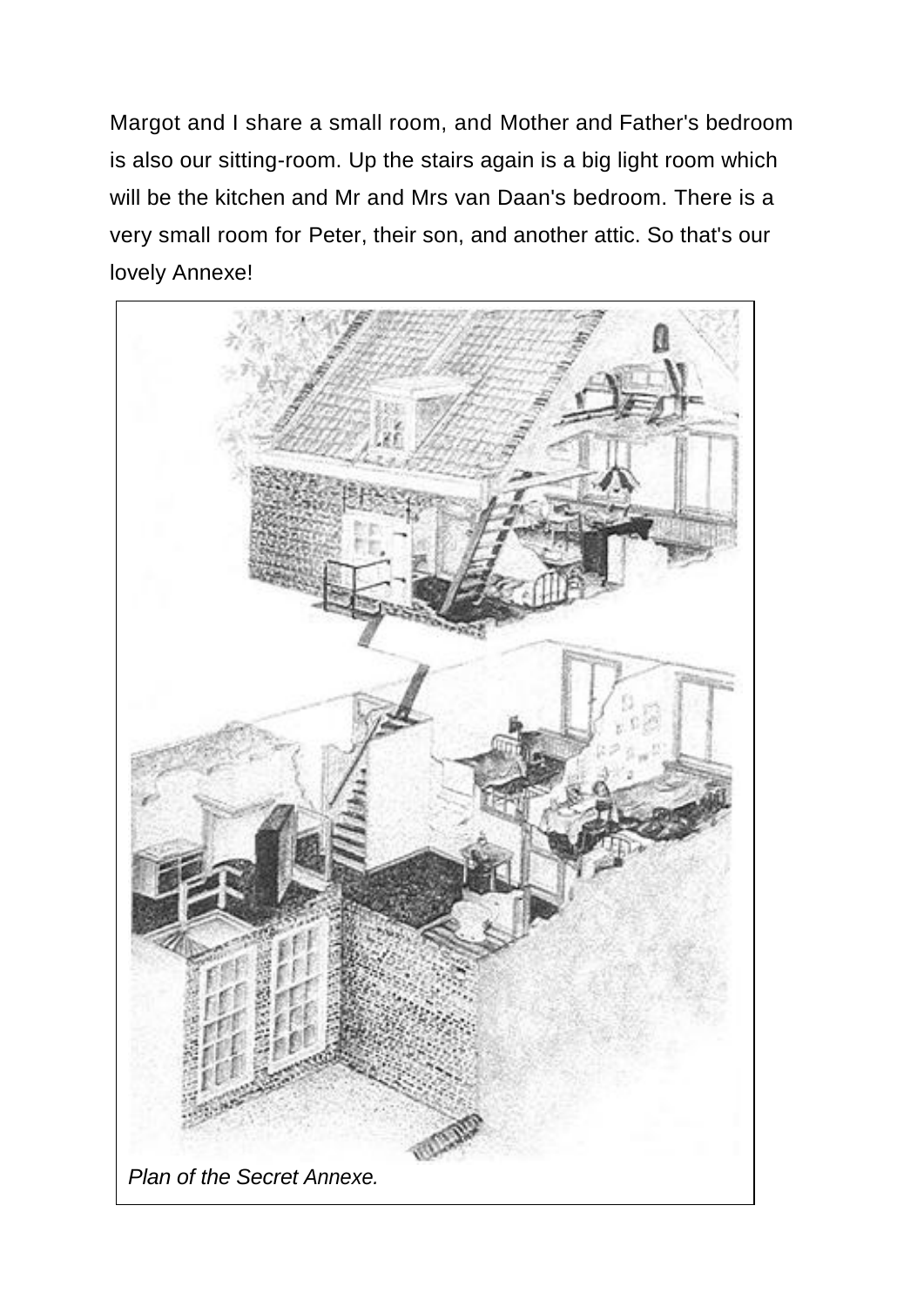Margot and I share a small room, and Mother and Father's bedroom is also our sitting-room. Up the stairs again is a big light room which will be the kitchen and Mr and Mrs van Daan's bedroom. There is a very small room for Peter, their son, and another attic. So that's our lovely Annexe!

*Plan of the Secret Annexe.*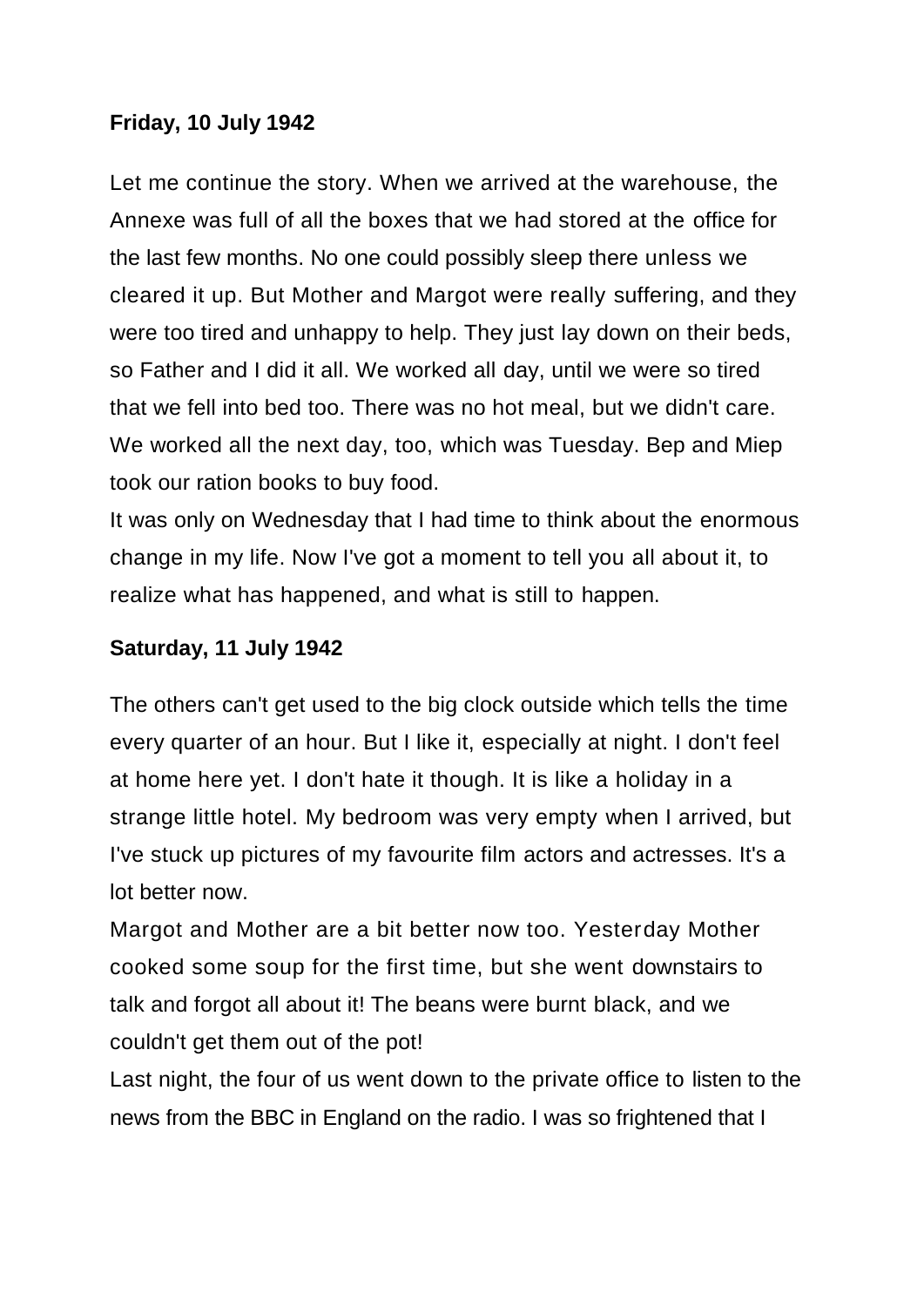**Friday, 10 July 1942**

Let me continue the story. When we arrived at the warehouse, the Annexe was full of all the boxes that we had stored at the office for the last few months. No one could possibly sleep there unless we cleared it up. But Mother and Margot were really suffering, and they were too tired and unhappy to help. They just lay down on their beds, so Father and I did it all. We worked all day, until we were so tired that we fell into bed too. There was no hot meal, but we didn't care. We worked all the next day, too, which was Tuesday. Bep and Miep took our ration books to buy food.

It was only on Wednesday that I had time to think about the enormous change in my life. Now I've got a moment to tell you all about it, to realize what has happened, and what is still to happen.

**Saturday, 11 July 1942**

The others can't get used to the big clock outside which tells the time every quarter of an hour. But I like it, especially at night. I don't feel at home here yet. I don't hate it though. It is like a holiday in a strange little hotel. My bedroom was very empty when I arrived, but I've stuck up pictures of my favourite film actors and actresses. It's a lot better now.

Margot and Mother are a bit better now too. Yesterday Mother cooked some soup for the first time, but she went downstairs to talk and forgot all about it! The beans were burnt black, and we couldn't get them out of the pot!

Last night, the four of us went down to the private office to listen to the news from the BBC in England on the radio. I was so frightened that I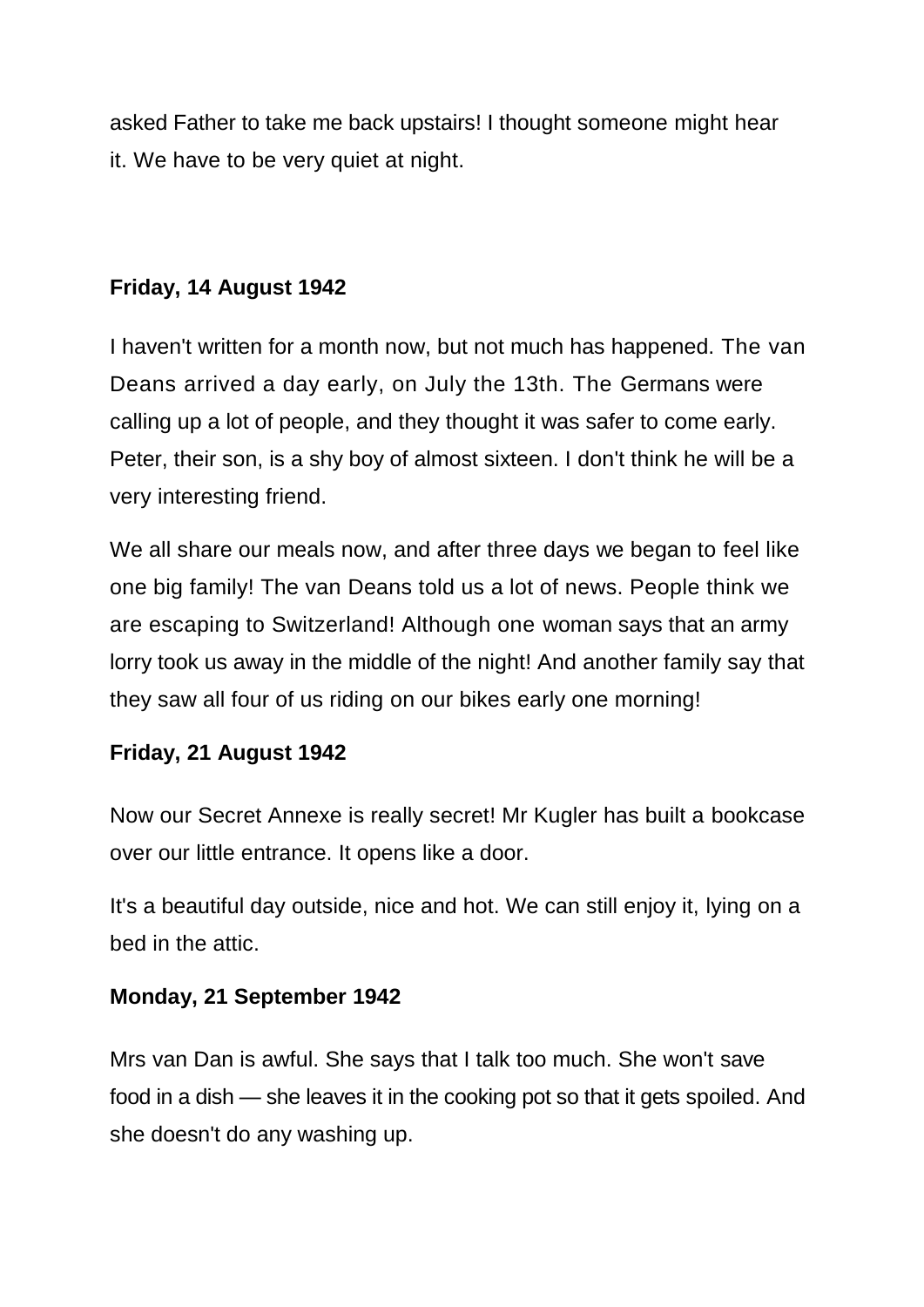asked Father to take me back upstairs! I thought someone might hear it. We have to be very quiet at night.

**Friday, 14 August 1942**

I haven't written for a month now, but not much has happened. The van Deans arrived a day early, on July the 13th. The Germans were calling up a lot of people, and they thought it was safer to come early. Peter, their son, is a shy boy of almost sixteen. I don't think he will be a very interesting friend.

We all share our meals now, and after three days we began to feel like one big family! The van Deans told us a lot of news. People think we are escaping to Switzerland! Although one woman says that an army lorry took us away in the middle of the night! And another family say that they saw all four of us riding on our bikes early one morning!

**Friday, 21 August 1942**

Now our Secret Annexe is really secret! Mr Kugler has built a bookcase over our little entrance. It opens like a door.

It's a beautiful day outside, nice and hot. We can still enjoy it, lying on a bed in the attic.

**Monday, 21 September 1942**

Mrs van Dan is awful. She says that I talk too much. She won't save food in a dish — she leaves it in the cooking pot so that it gets spoiled. And she doesn't do any washing up.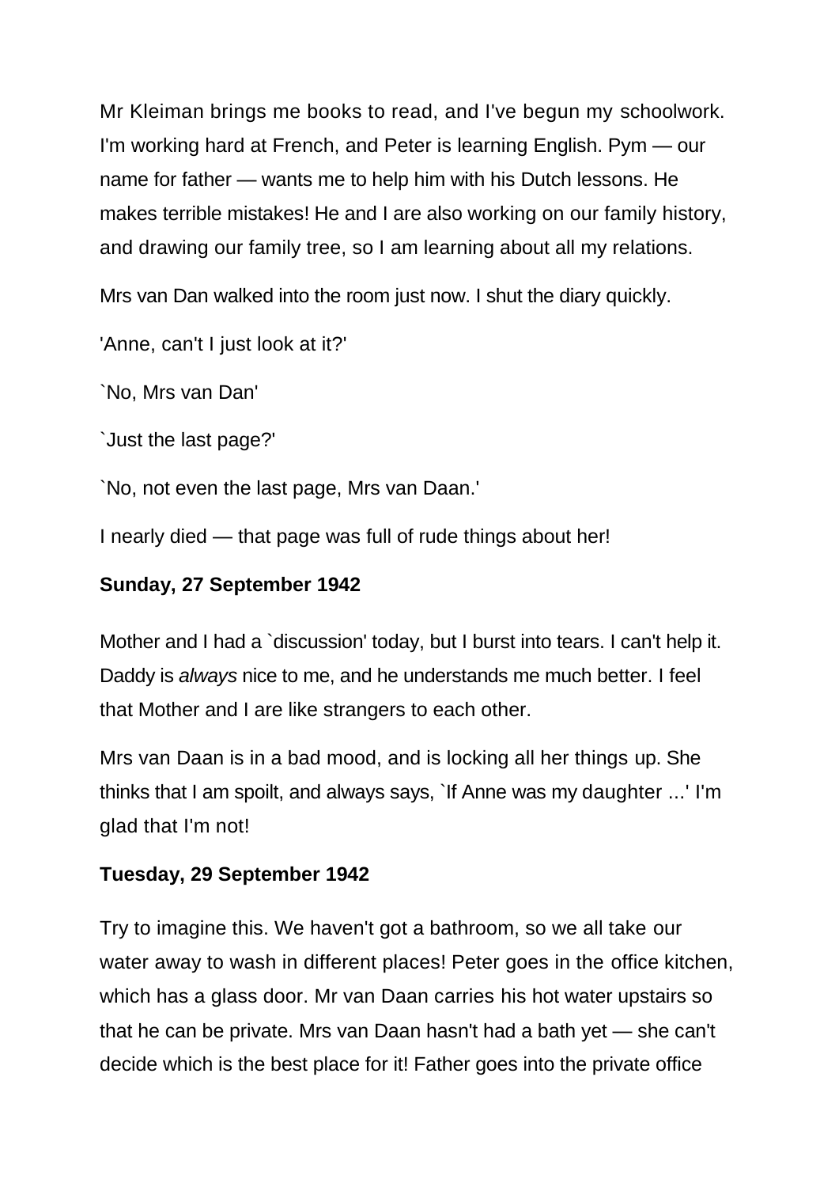Mr Kleiman brings me books to read, and I've begun my schoolwork. I'm working hard at French, and Peter is learning English. Pym — our name for father — wants me to help him with his Dutch lessons. He makes terrible mistakes! He and I are also working on our family history, and drawing our family tree, so I am learning about all my relations.

Mrs van Dan walked into the room just now. I shut the diary quickly.

'Anne, can't I just look at it?'

`No, Mrs van Dan'

`Just the last page?'

`No, not even the last page, Mrs van Daan.'

I nearly died — that page was full of rude things about her!

**Sunday, 27 September 1942**

Mother and I had a `discussion' today, but I burst into tears. I can't help it. Daddy is *always* nice to me, and he understands me much better. I feel that Mother and I are like strangers to each other.

Mrs van Daan is in a bad mood, and is locking all her things up. She thinks that I am spoilt, and always says, `If Anne was my daughter ...' I'm glad that I'm not!

**Tuesday, 29 September 1942**

Try to imagine this. We haven't got a bathroom, so we all take our water away to wash in different places! Peter goes in the office kitchen, which has a glass door. Mr van Daan carries his hot water upstairs so that he can be private. Mrs van Daan hasn't had a bath yet — she can't decide which is the best place for it! Father goes into the private office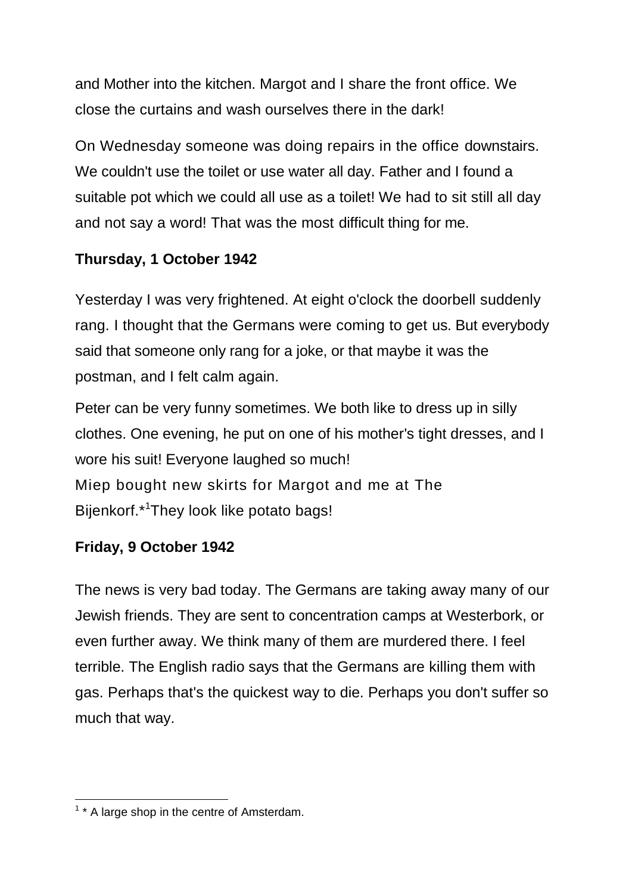and Mother into the kitchen. Margot and I share the front office. We close the curtains and wash ourselves there in the dark!

On Wednesday someone was doing repairs in the office downstairs. We couldn't use the toilet or use water all day. Father and I found a suitable pot which we could all use as a toilet! We had to sit still all day and not say a word! That was the most difficult thing for me.

**Thursday, 1 October 1942**

Yesterday I was very frightened. At eight o'clock the doorbell suddenly rang. I thought that the Germans were coming to get us. But everybody said that someone only rang for a joke, or that maybe it was the postman, and I felt calm again.

Peter can be very funny sometimes. We both like to dress up in silly clothes. One evening, he put on one of his mother's tight dresses, and I wore his suit! Everyone laughed so much!
Miep bought new skirts for Margot and me at The Bijenkorf.*[1] They look like potato bags!

**Friday, 9 October 1942**

The news is very bad today. The Germans are taking away many of our Jewish friends. They are sent to concentration camps at Westerbork, or even further away. We think many of them are murdered there. I feel terrible. The English radio says that the Germans are killing them with gas. Perhaps that's the quickest way to die. Perhaps you don't suffer so much that way.

---

[1] * A large shop in the centre of Amsterdam.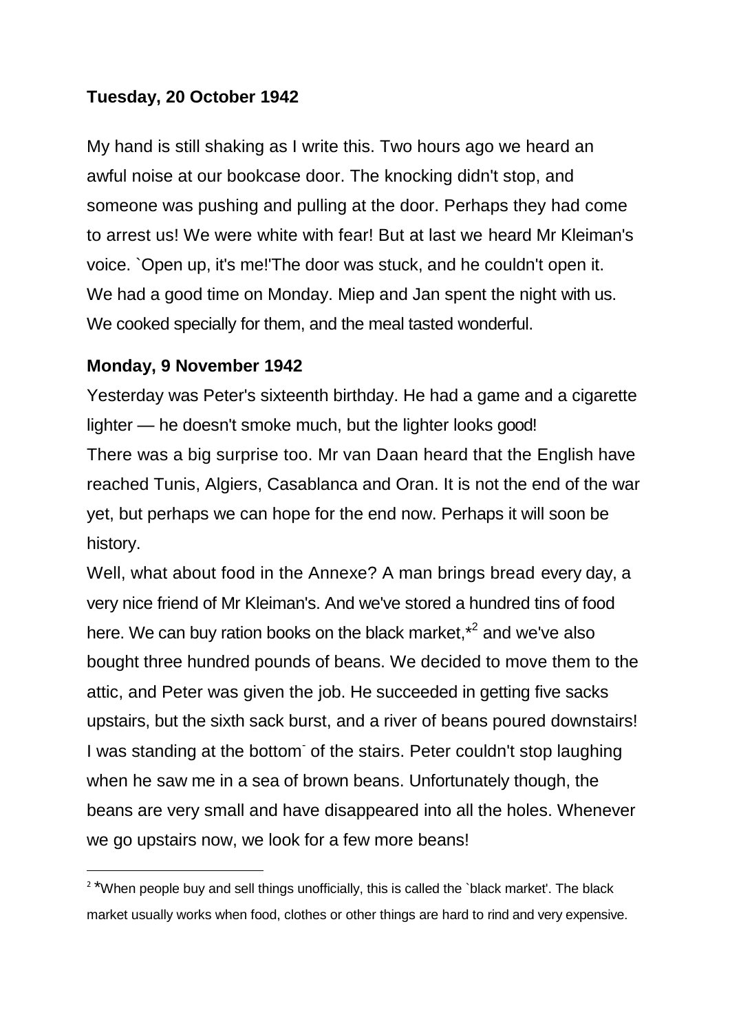**Tuesday, 20 October 1942**

My hand is still shaking as I write this. Two hours ago we heard an awful noise at our bookcase door. The knocking didn't stop, and someone was pushing and pulling at the door. Perhaps they had come to arrest us! We were white with fear! But at last we heard Mr Kleiman's voice. `Open up, it's me!'The door was stuck, and he couldn't open it. We had a good time on Monday. Miep and Jan spent the night with us. We cooked specially for them, and the meal tasted wonderful.

**Monday, 9 November 1942**

Yesterday was Peter's sixteenth birthday. He had a game and a cigarette lighter — he doesn't smoke much, but the lighter looks good!
There was a big surprise too. Mr van Daan heard that the English have reached Tunis, Algiers, Casablanca and Oran. It is not the end of the war yet, but perhaps we can hope for the end now. Perhaps it will soon be history.
Well, what about food in the Annexe? A man brings bread every day, a very nice friend of Mr Kleiman's. And we've stored a hundred tins of food here. We can buy ration books on the black market,*[2] and we've also bought three hundred pounds of beans. We decided to move them to the attic, and Peter was given the job. He succeeded in getting five sacks upstairs, but the sixth sack burst, and a river of beans poured downstairs! I was standing at the bottom of the stairs. Peter couldn't stop laughing when he saw me in a sea of brown beans. Unfortunately though, the beans are very small and have disappeared into all the holes. Whenever we go upstairs now, we look for a few more beans!

---

[2] *When people buy and sell things unofficially, this is called the `black market'. The black market usually works when food, clothes or other things are hard to rind and very expensive.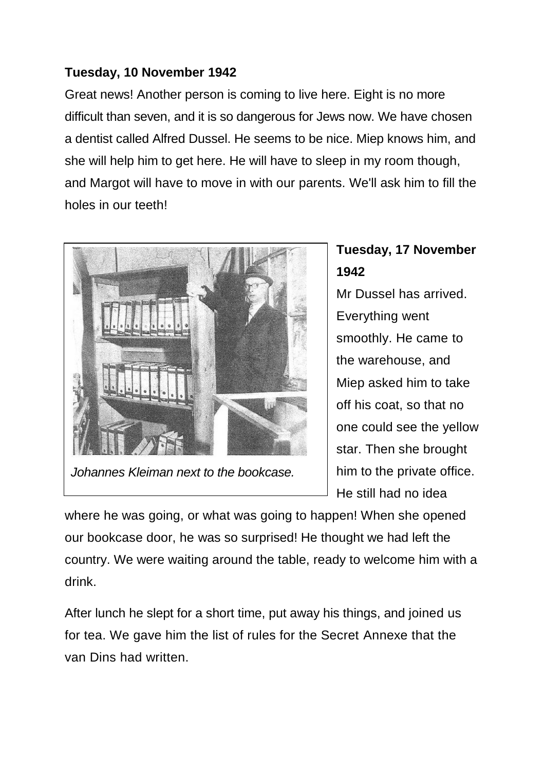**Tuesday, 10 November 1942**

Great news! Another person is coming to live here. Eight is no more difficult than seven, and it is so dangerous for Jews now. We have chosen a dentist called Alfred Dussel. He seems to be nice. Miep knows him, and she will help him to get here. He will have to sleep in my room though, and Margot will have to move in with our parents. We'll ask him to fill the holes in our teeth!

*Johannes Kleiman next to the bookcase.*

**Tuesday, 17 November 1942**

Mr Dussel has arrived. Everything went smoothly. He came to the warehouse, and Miep asked him to take off his coat, so that no one could see the yellow star. Then she brought him to the private office. He still had no idea where he was going, or what was going to happen! When she opened our bookcase door, he was so surprised! He thought we had left the country. We were waiting around the table, ready to welcome him with a drink.

After lunch he slept for a short time, put away his things, and joined us for tea. We gave him the list of rules for the Secret Annexe that the van Dins had written.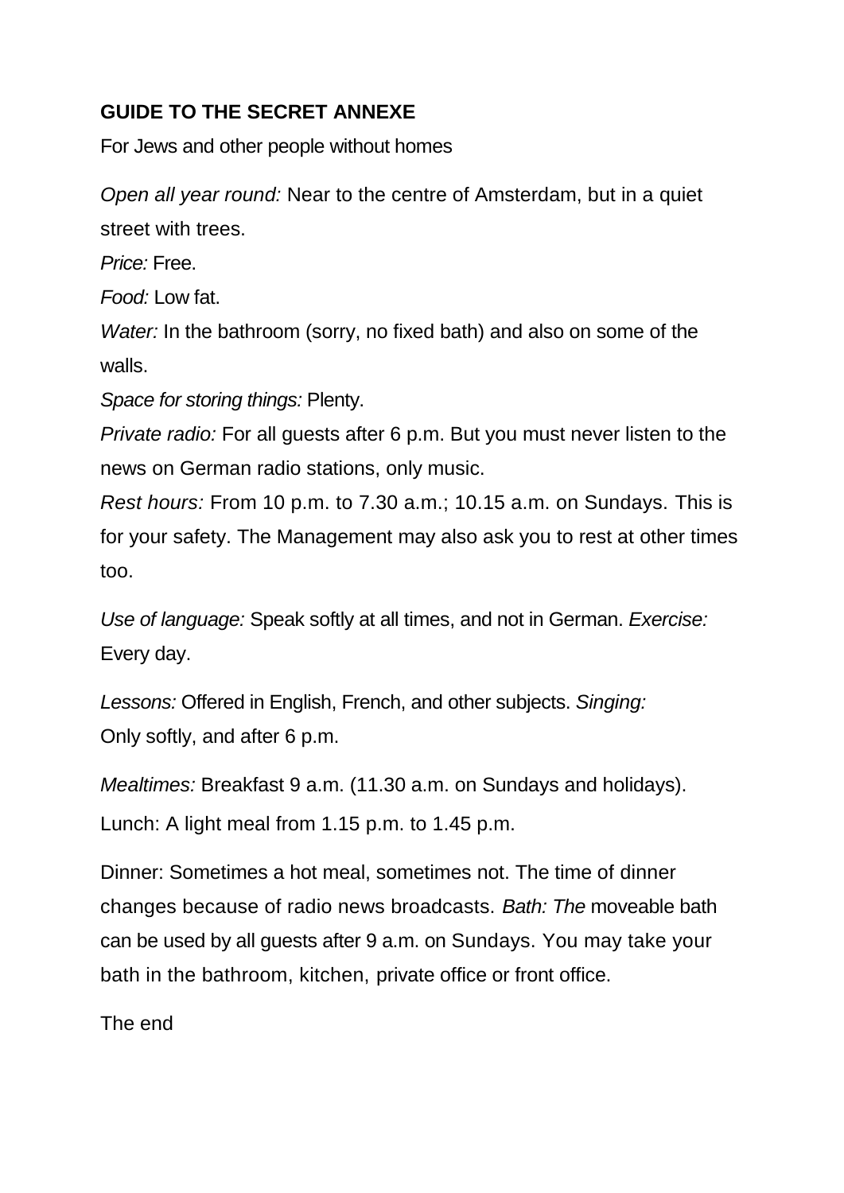**GUIDE TO THE SECRET ANNEXE**

For Jews and other people without homes

*Open all year round:* Near to the centre of Amsterdam, but in a quiet street with trees.

*Price:* Free.

*Food:* Low fat.

*Water:* In the bathroom (sorry, no fixed bath) and also on some of the walls.

*Space for storing things:* Plenty.

*Private radio:* For all guests after 6 p.m. But you must never listen to the news on German radio stations, only music.

*Rest hours:* From 10 p.m. to 7.30 a.m.; 10.15 a.m. on Sundays. This is for your safety. The Management may also ask you to rest at other times too.

*Use of language:* Speak softly at all times, and not in German. *Exercise:* Every day.

*Lessons:* Offered in English, French, and other subjects. *Singing:* Only softly, and after 6 p.m.

*Mealtimes:* Breakfast 9 a.m. (11.30 a.m. on Sundays and holidays).

Lunch: A light meal from 1.15 p.m. to 1.45 p.m.

Dinner: Sometimes a hot meal, sometimes not. The time of dinner changes because of radio news broadcasts. *Bath: The* moveable bath can be used by all guests after 9 a.m. on Sundays. You may take your bath in the bathroom, kitchen, private office or front office.

The end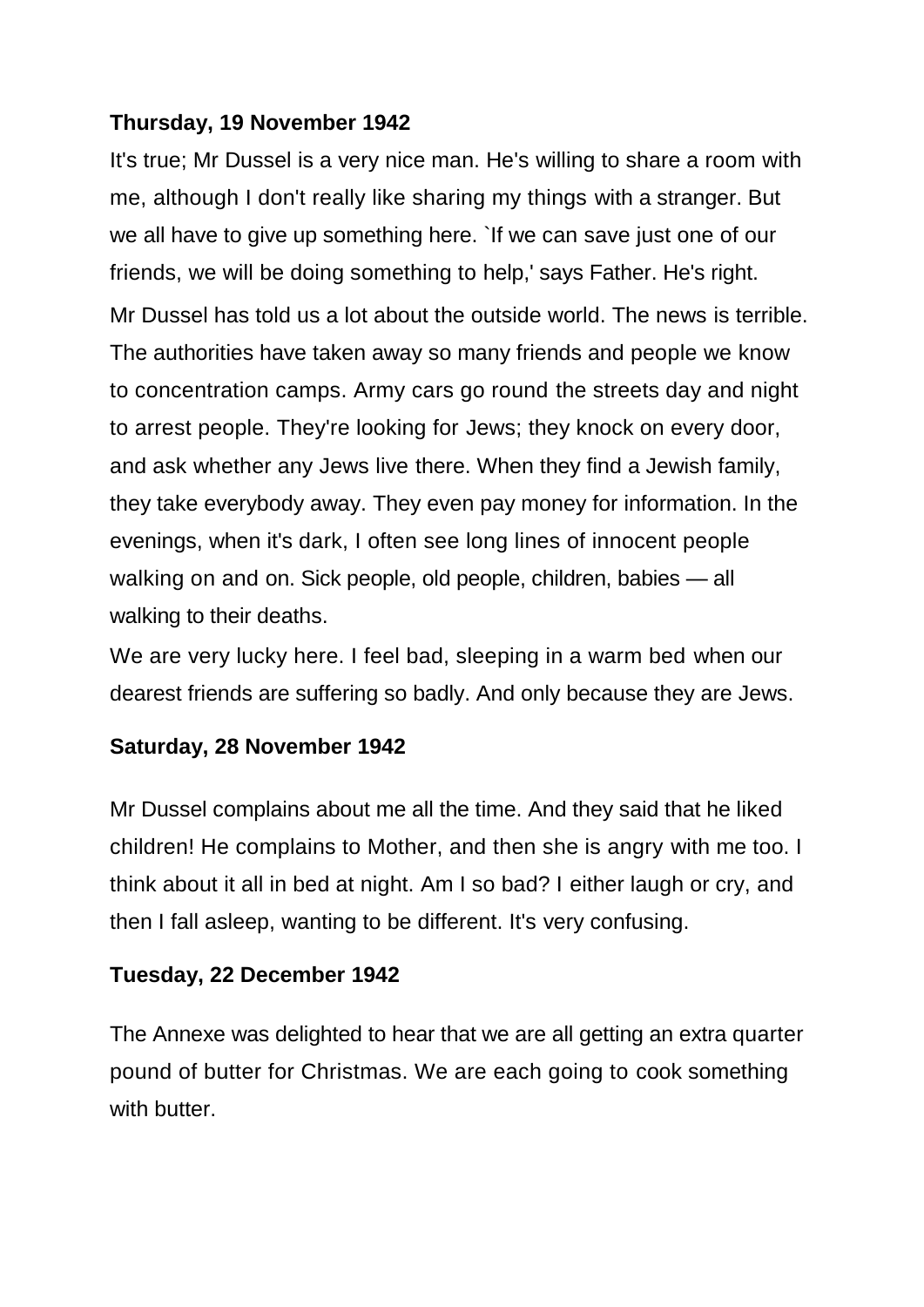**Thursday, 19 November 1942**

It's true; Mr Dussel is a very nice man. He's willing to share a room with me, although I don't really like sharing my things with a stranger. But we all have to give up something here. `If we can save just one of our friends, we will be doing something to help,' says Father. He's right.

Mr Dussel has told us a lot about the outside world. The news is terrible. The authorities have taken away so many friends and people we know to concentration camps. Army cars go round the streets day and night to arrest people. They're looking for Jews; they knock on every door, and ask whether any Jews live there. When they find a Jewish family, they take everybody away. They even pay money for information. In the evenings, when it's dark, I often see long lines of innocent people walking on and on. Sick people, old people, children, babies — all walking to their deaths.

We are very lucky here. I feel bad, sleeping in a warm bed when our dearest friends are suffering so badly. And only because they are Jews.

**Saturday, 28 November 1942**

Mr Dussel complains about me all the time. And they said that he liked children! He complains to Mother, and then she is angry with me too. I think about it all in bed at night. Am I so bad? I either laugh or cry, and then I fall asleep, wanting to be different. It's very confusing.

**Tuesday, 22 December 1942**

The Annexe was delighted to hear that we are all getting an extra quarter pound of butter for Christmas. We are each going to cook something with butter.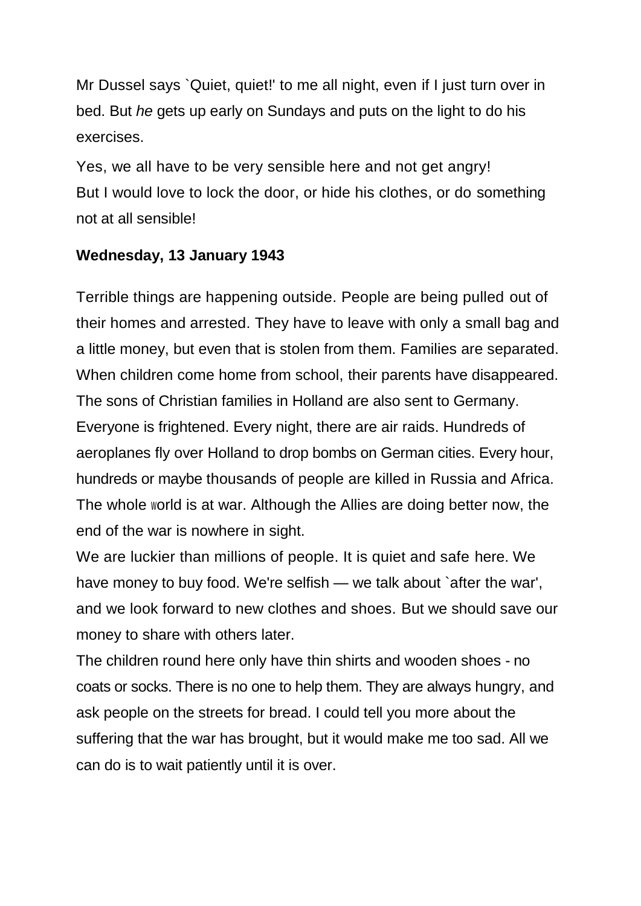Mr Dussel says `Quiet, quiet!' to me all night, even if I just turn over in bed. But *he* gets up early on Sundays and puts on the light to do his exercises.

Yes, we all have to be very sensible here and not get angry!
But I would love to lock the door, or hide his clothes, or do something not at all sensible!

**Wednesday, 13 January 1943**

Terrible things are happening outside. People are being pulled out of their homes and arrested. They have to leave with only a small bag and a little money, but even that is stolen from them. Families are separated. When children come home from school, their parents have disappeared. The sons of Christian families in Holland are also sent to Germany. Everyone is frightened. Every night, there are air raids. Hundreds of aeroplanes fly over Holland to drop bombs on German cities. Every hour, hundreds or maybe thousands of people are killed in Russia and Africa. The whole world is at war. Although the Allies are doing better now, the end of the war is nowhere in sight.
We are luckier than millions of people. It is quiet and safe here. We have money to buy food. We're selfish — we talk about `after the war', and we look forward to new clothes and shoes. But we should save our money to share with others later.
The children round here only have thin shirts and wooden shoes - no coats or socks. There is no one to help them. They are always hungry, and ask people on the streets for bread. I could tell you more about the suffering that the war has brought, but it would make me too sad. All we can do is to wait patiently until it is over.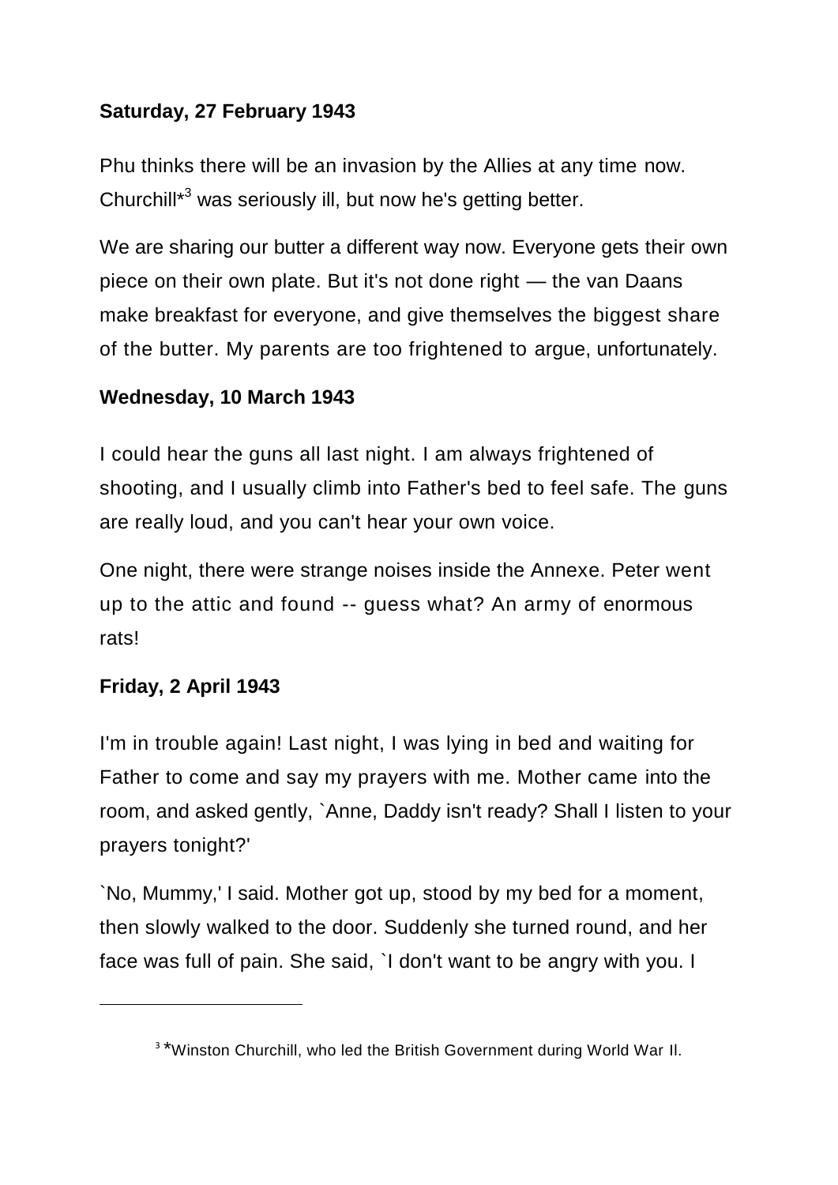**Saturday, 27 February 1943**

Phu thinks there will be an invasion by the Allies at any time now. Churchill*[3] was seriously ill, but now he's getting better.

We are sharing our butter a different way now. Everyone gets their own piece on their own plate. But it's not done right — the van Daans make breakfast for everyone, and give themselves the biggest share of the butter. My parents are too frightened to argue, unfortunately.

**Wednesday, 10 March 1943**

I could hear the guns all last night. I am always frightened of shooting, and I usually climb into Father's bed to feel safe. The guns are really loud, and you can't hear your own voice.

One night, there were strange noises inside the Annexe. Peter went up to the attic and found -- guess what? An army of enormous rats!

**Friday, 2 April 1943**

I'm in trouble again! Last night, I was lying in bed and waiting for Father to come and say my prayers with me. Mother came into the room, and asked gently, `Anne, Daddy isn't ready? Shall I listen to your prayers tonight?'

`No, Mummy,' I said. Mother got up, stood by my bed for a moment, then slowly walked to the door. Suddenly she turned round, and her face was full of pain. She said, `I don't want to be angry with you. I

---

[3] *Winston Churchill, who led the British Government during World War II.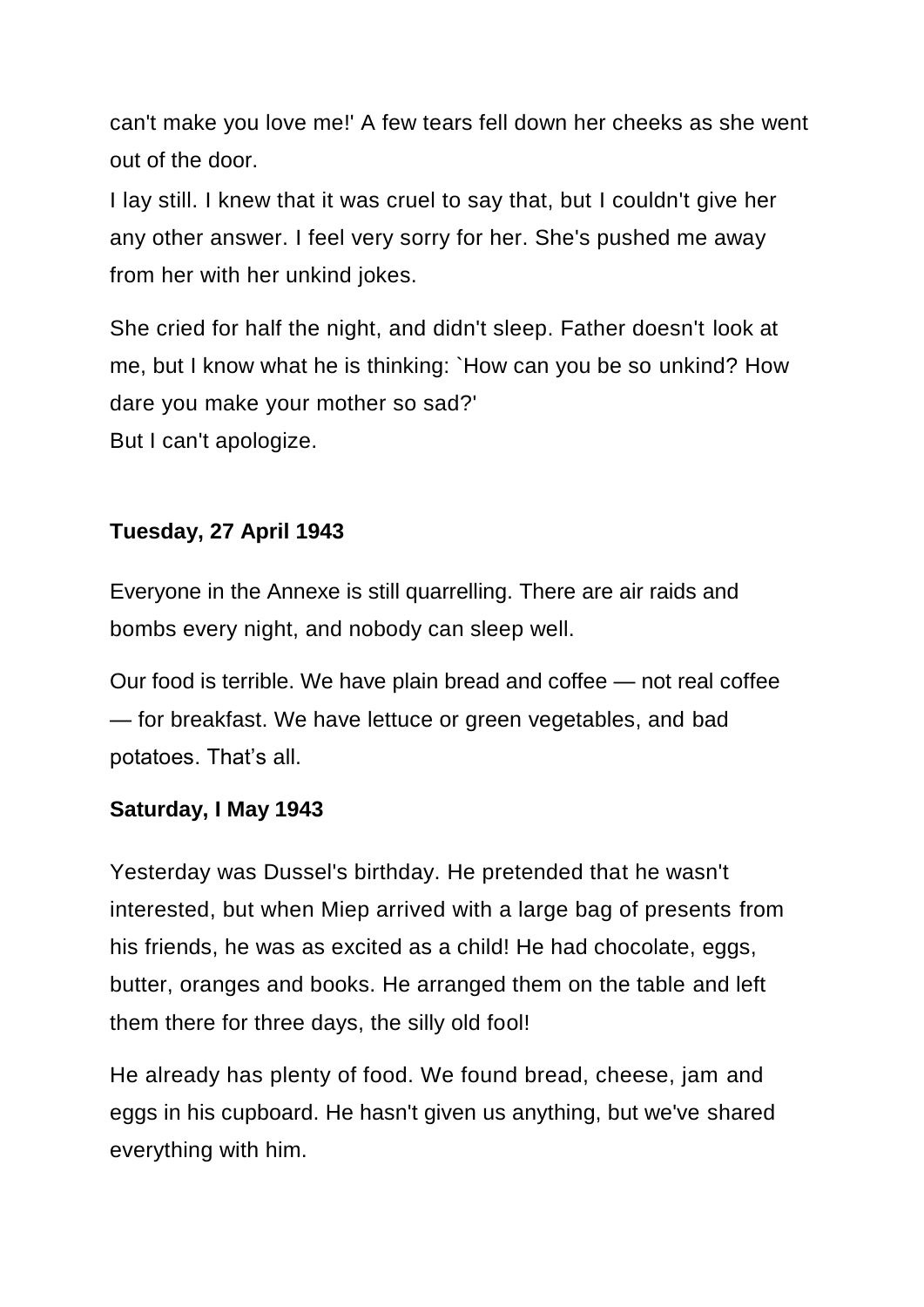can't make you love me!' A few tears fell down her cheeks as she went out of the door.

I lay still. I knew that it was cruel to say that, but I couldn't give her any other answer. I feel very sorry for her. She's pushed me away from her with her unkind jokes.

She cried for half the night, and didn't sleep. Father doesn't look at me, but I know what he is thinking: `How can you be so unkind? How dare you make your mother so sad?'

But I can't apologize.

**Tuesday, 27 April 1943**

Everyone in the Annexe is still quarrelling. There are air raids and bombs every night, and nobody can sleep well.

Our food is terrible. We have plain bread and coffee — not real coffee — for breakfast. We have lettuce or green vegetables, and bad potatoes. That's all.

**Saturday, I May 1943**

Yesterday was Dussel's birthday. He pretended that he wasn't interested, but when Miep arrived with a large bag of presents from his friends, he was as excited as a child! He had chocolate, eggs, butter, oranges and books. He arranged them on the table and left them there for three days, the silly old fool!

He already has plenty of food. We found bread, cheese, jam and eggs in his cupboard. He hasn't given us anything, but we've shared everything with him.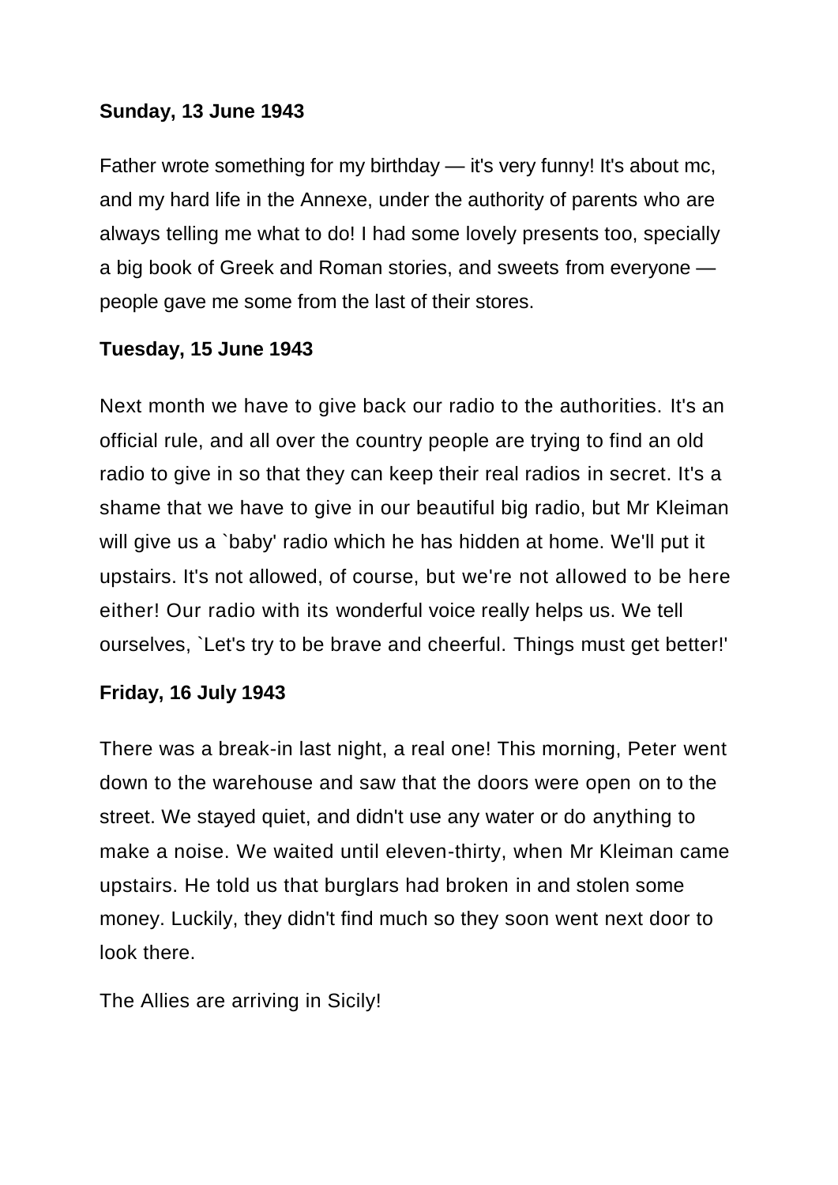**Sunday, 13 June 1943**

Father wrote something for my birthday — it's very funny! It's about mc, and my hard life in the Annexe, under the authority of parents who are always telling me what to do! I had some lovely presents too, specially a big book of Greek and Roman stories, and sweets from everyone — people gave me some from the last of their stores.

**Tuesday, 15 June 1943**

Next month we have to give back our radio to the authorities. It's an official rule, and all over the country people are trying to find an old radio to give in so that they can keep their real radios in secret. It's a shame that we have to give in our beautiful big radio, but Mr Kleiman will give us a `baby' radio which he has hidden at home. We'll put it upstairs. It's not allowed, of course, but we're not allowed to be here either! Our radio with its wonderful voice really helps us. We tell ourselves, `Let's try to be brave and cheerful. Things must get better!'

**Friday, 16 July 1943**

There was a break-in last night, a real one! This morning, Peter went down to the warehouse and saw that the doors were open on to the street. We stayed quiet, and didn't use any water or do anything to make a noise. We waited until eleven-thirty, when Mr Kleiman came upstairs. He told us that burglars had broken in and stolen some money. Luckily, they didn't find much so they soon went next door to look there.

The Allies are arriving in Sicily!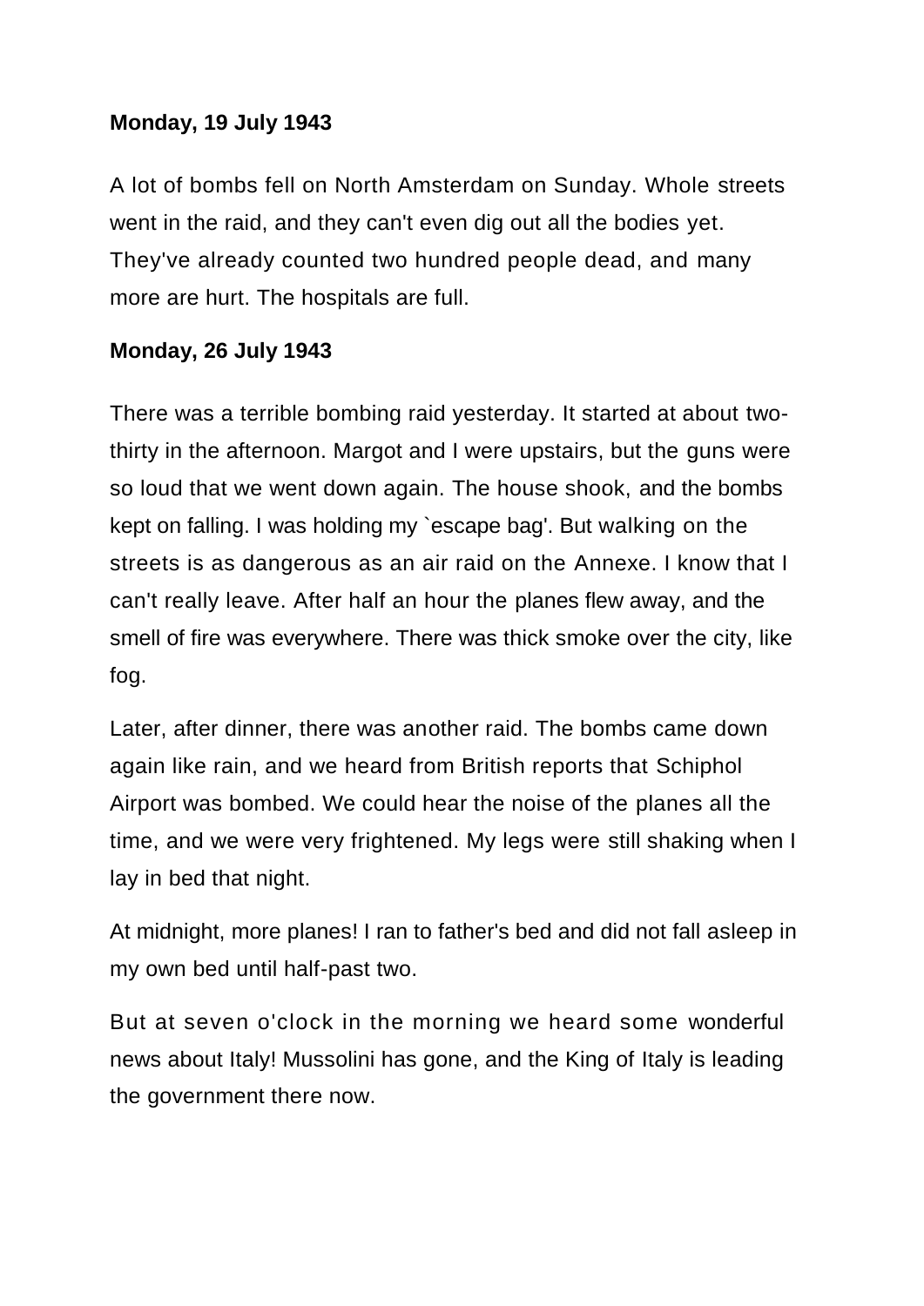**Monday, 19 July 1943**

A lot of bombs fell on North Amsterdam on Sunday. Whole streets went in the raid, and they can't even dig out all the bodies yet. They've already counted two hundred people dead, and many more are hurt. The hospitals are full.

**Monday, 26 July 1943**

There was a terrible bombing raid yesterday. It started at about two-thirty in the afternoon. Margot and I were upstairs, but the guns were so loud that we went down again. The house shook, and the bombs kept on falling. I was holding my `escape bag'. But walking on the streets is as dangerous as an air raid on the Annexe. I know that I can't really leave. After half an hour the planes flew away, and the smell of fire was everywhere. There was thick smoke over the city, like fog.

Later, after dinner, there was another raid. The bombs came down again like rain, and we heard from British reports that Schiphol Airport was bombed. We could hear the noise of the planes all the time, and we were very frightened. My legs were still shaking when I lay in bed that night.

At midnight, more planes! I ran to father's bed and did not fall asleep in my own bed until half-past two.

But at seven o'clock in the morning we heard some wonderful news about Italy! Mussolini has gone, and the King of Italy is leading the government there now.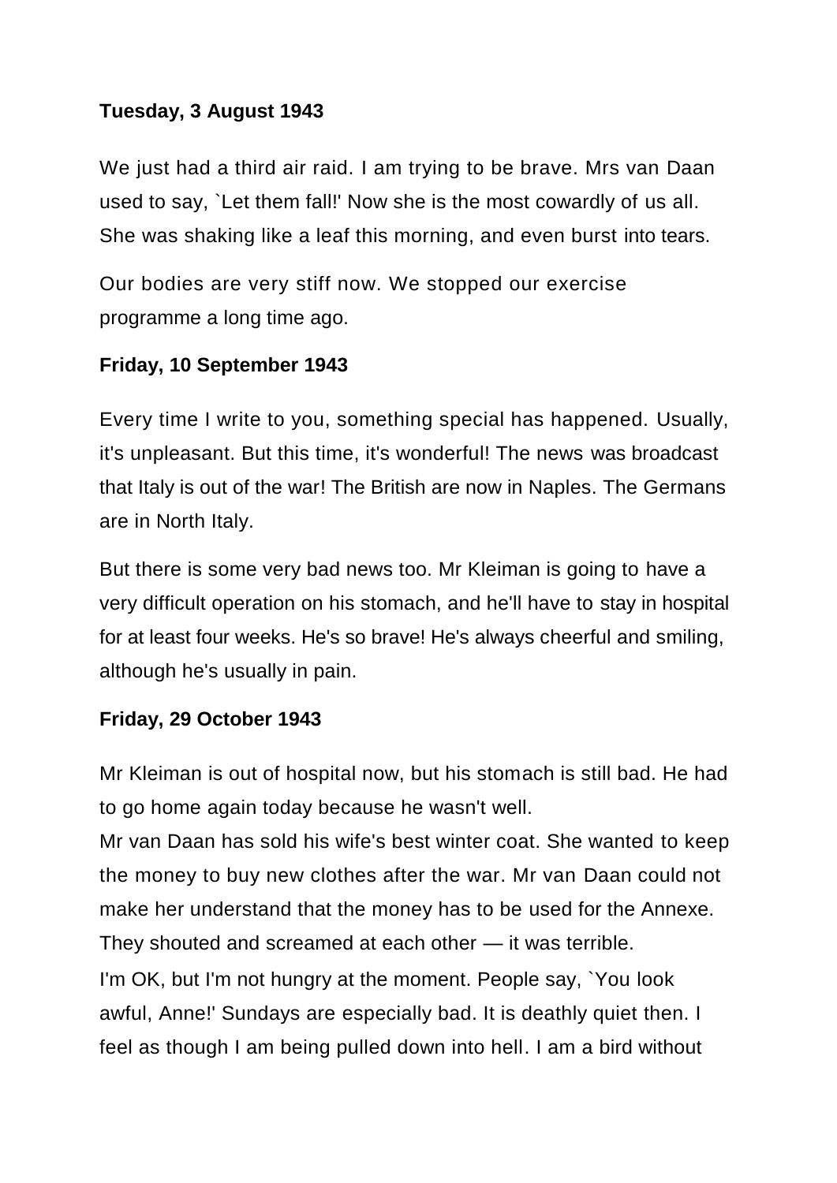**Tuesday, 3 August 1943**

We just had a third air raid. I am trying to be brave. Mrs van Daan used to say, `Let them fall!' Now she is the most cowardly of us all. She was shaking like a leaf this morning, and even burst into tears.

Our bodies are very stiff now. We stopped our exercise programme a long time ago.

**Friday, 10 September 1943**

Every time I write to you, something special has happened. Usually, it's unpleasant. But this time, it's wonderful! The news was broadcast that Italy is out of the war! The British are now in Naples. The Germans are in North Italy.

But there is some very bad news too. Mr Kleiman is going to have a very difficult operation on his stomach, and he'll have to stay in hospital for at least four weeks. He's so brave! He's always cheerful and smiling, although he's usually in pain.

**Friday, 29 October 1943**

Mr Kleiman is out of hospital now, but his stomach is still bad. He had to go home again today because he wasn't well.

Mr van Daan has sold his wife's best winter coat. She wanted to keep the money to buy new clothes after the war. Mr van Daan could not make her understand that the money has to be used for the Annexe. They shouted and screamed at each other — it was terrible.

I'm OK, but I'm not hungry at the moment. People say, `You look awful, Anne!' Sundays are especially bad. It is deathly quiet then. I feel as though I am being pulled down into hell. I am a bird without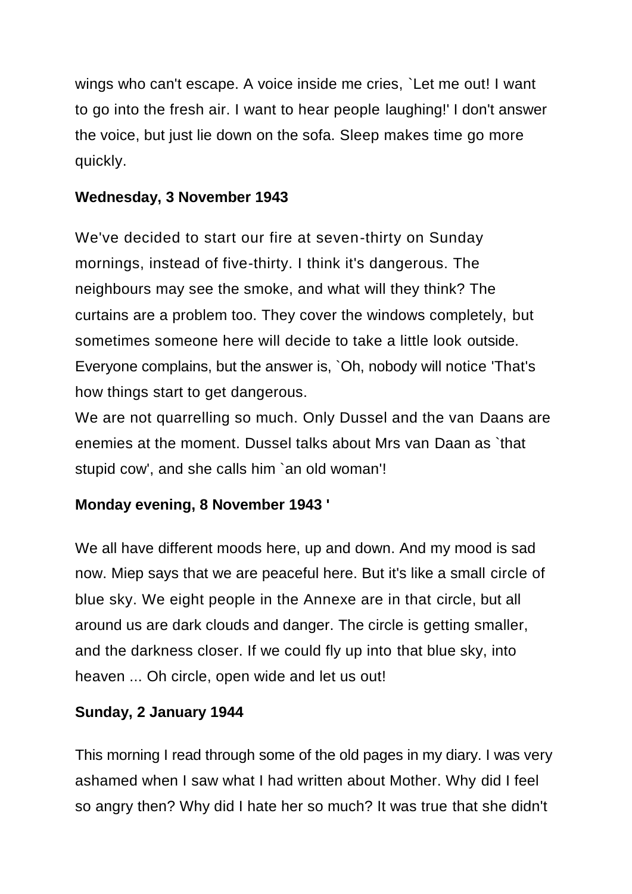wings who can't escape. A voice inside me cries, `Let me out! I want to go into the fresh air. I want to hear people laughing!' I don't answer the voice, but just lie down on the sofa. Sleep makes time go more quickly.

**Wednesday, 3 November 1943**

We've decided to start our fire at seven-thirty on Sunday mornings, instead of five-thirty. I think it's dangerous. The neighbours may see the smoke, and what will they think? The curtains are a problem too. They cover the windows completely, but sometimes someone here will decide to take a little look outside. Everyone complains, but the answer is, `Oh, nobody will notice 'That's how things start to get dangerous.

We are not quarrelling so much. Only Dussel and the van Daans are enemies at the moment. Dussel talks about Mrs van Daan as `that stupid cow', and she calls him `an old woman'!

**Monday evening, 8 November 1943 '**

We all have different moods here, up and down. And my mood is sad now. Miep says that we are peaceful here. But it's like a small circle of blue sky. We eight people in the Annexe are in that circle, but all around us are dark clouds and danger. The circle is getting smaller, and the darkness closer. If we could fly up into that blue sky, into heaven ... Oh circle, open wide and let us out!

**Sunday, 2 January 1944**

This morning I read through some of the old pages in my diary. I was very ashamed when I saw what I had written about Mother. Why did I feel so angry then? Why did I hate her so much? It was true that she didn't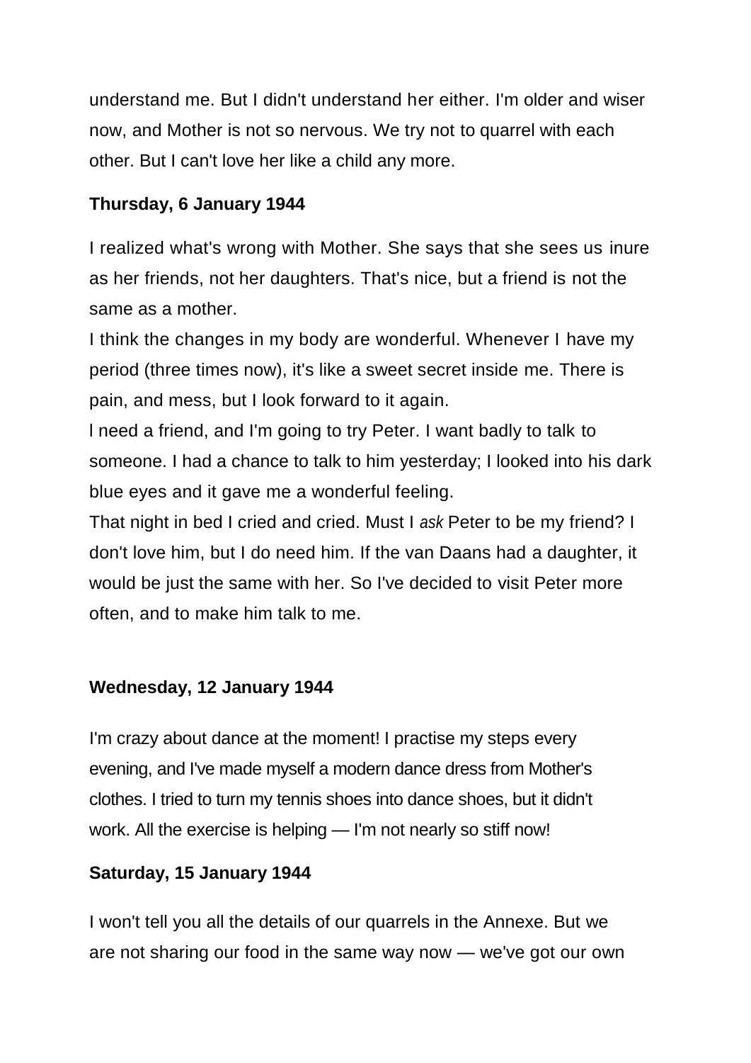understand me. But I didn't understand her either. I'm older and wiser now, and Mother is not so nervous. We try not to quarrel with each other. But I can't love her like a child any more.

**Thursday, 6 January 1944**

I realized what's wrong with Mother. She says that she sees us inure as her friends, not her daughters. That's nice, but a friend is not the same as a mother.

I think the changes in my body are wonderful. Whenever I have my period (three times now), it's like a sweet secret inside me. There is pain, and mess, but I look forward to it again.

l need a friend, and I'm going to try Peter. I want badly to talk to someone. I had a chance to talk to him yesterday; I looked into his dark blue eyes and it gave me a wonderful feeling.

That night in bed I cried and cried. Must I *ask* Peter to be my friend? I don't love him, but I do need him. If the van Daans had a daughter, it would be just the same with her. So I've decided to visit Peter more often, and to make him talk to me.

**Wednesday, 12 January 1944**

I'm crazy about dance at the moment! I practise my steps every evening, and I've made myself a modern dance dress from Mother's clothes. I tried to turn my tennis shoes into dance shoes, but it didn't work. All the exercise is helping — I'm not nearly so stiff now!

**Saturday, 15 January 1944**

I won't tell you all the details of our quarrels in the Annexe. But we are not sharing our food in the same way now — we've got our own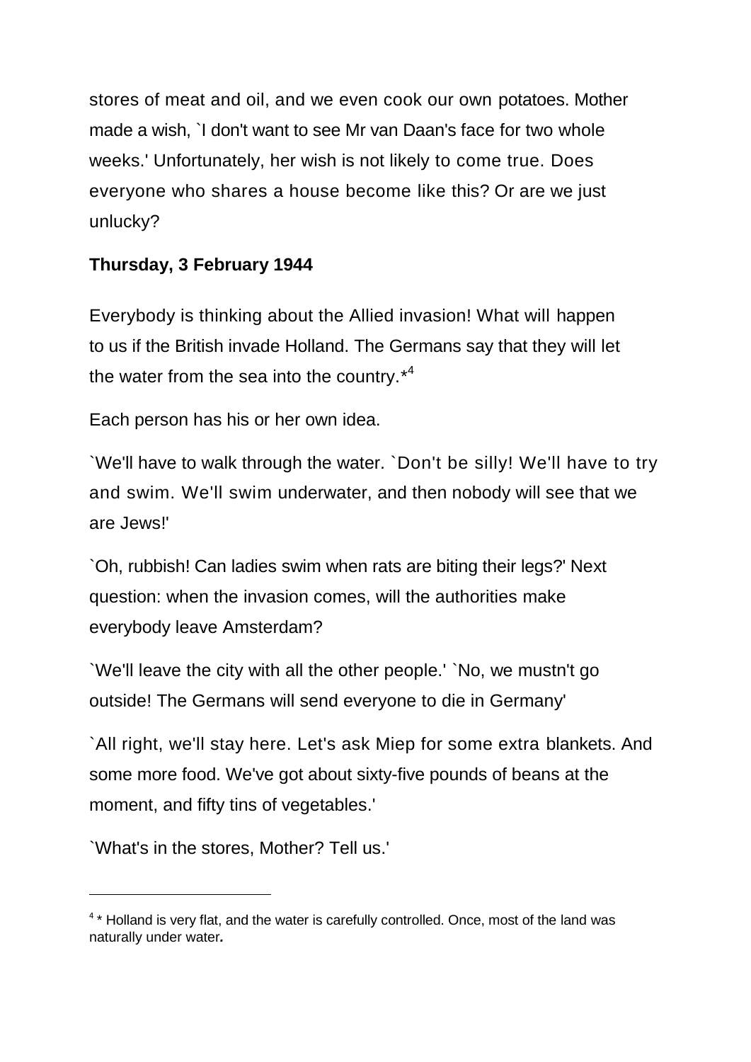stores of meat and oil, and we even cook our own potatoes. Mother made a wish, `I don't want to see Mr van Daan's face for two whole weeks.' Unfortunately, her wish is not likely to come true. Does everyone who shares a house become like this? Or are we just unlucky?

**Thursday, 3 February 1944**

Everybody is thinking about the Allied invasion! What will happen to us if the British invade Holland. The Germans say that they will let the water from the sea into the country.*[4]

Each person has his or her own idea.

`We'll have to walk through the water. `Don't be silly! We'll have to try and swim. We'll swim underwater, and then nobody will see that we are Jews!'

`Oh, rubbish! Can ladies swim when rats are biting their legs?' Next question: when the invasion comes, will the authorities make everybody leave Amsterdam?

`We'll leave the city with all the other people.' `No, we mustn't go outside! The Germans will send everyone to die in Germany'

`All right, we'll stay here. Let's ask Miep for some extra blankets. And some more food. We've got about sixty-five pounds of beans at the moment, and fifty tins of vegetables.'

`What's in the stores, Mother? Tell us.'

---

[4] * Holland is very flat, and the water is carefully controlled. Once, most of the land was naturally under water.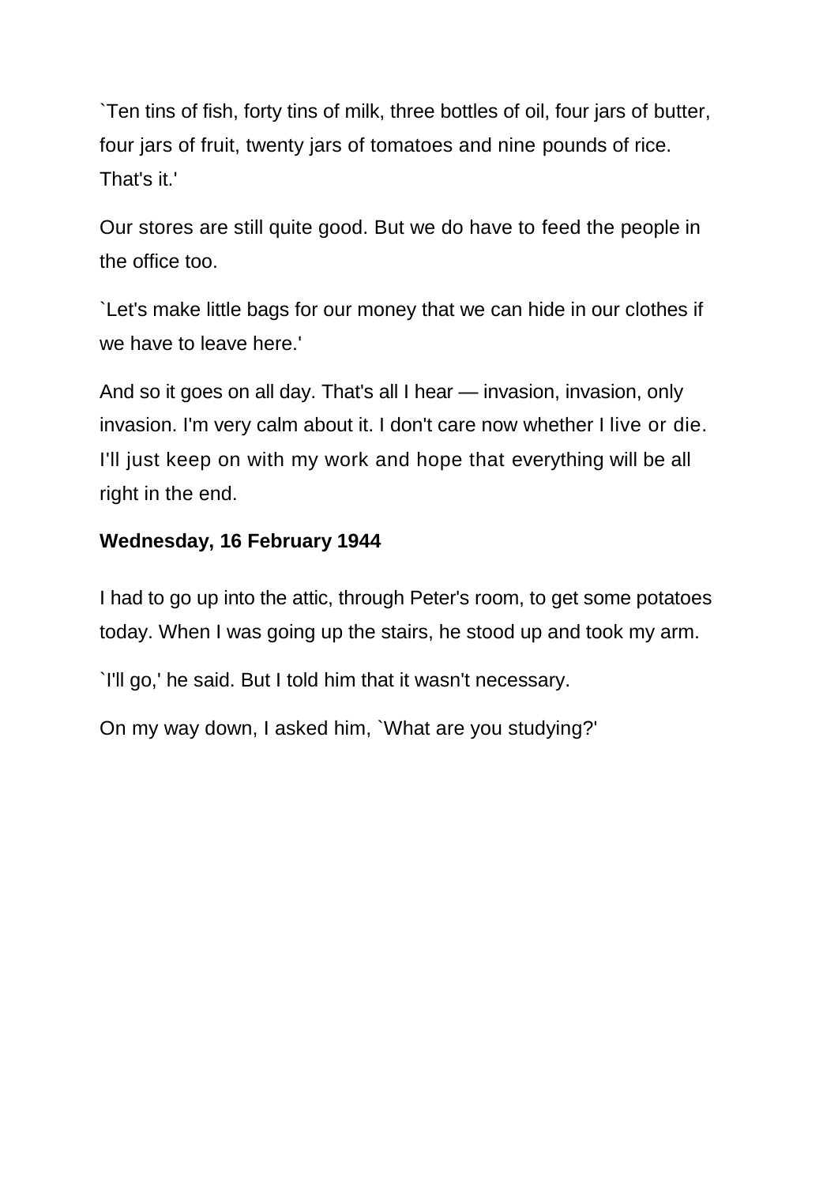`Ten tins of fish, forty tins of milk, three bottles of oil, four jars of butter, four jars of fruit, twenty jars of tomatoes and nine pounds of rice. That's it.'

Our stores are still quite good. But we do have to feed the people in the office too.

`Let's make little bags for our money that we can hide in our clothes if we have to leave here.'

And so it goes on all day. That's all I hear — invasion, invasion, only invasion. I'm very calm about it. I don't care now whether I live or die. I'll just keep on with my work and hope that everything will be all right in the end.

**Wednesday, 16 February 1944**

I had to go up into the attic, through Peter's room, to get some potatoes today. When I was going up the stairs, he stood up and took my arm.

`I'll go,' he said. But I told him that it wasn't necessary.

On my way down, I asked him, `What are you studying?'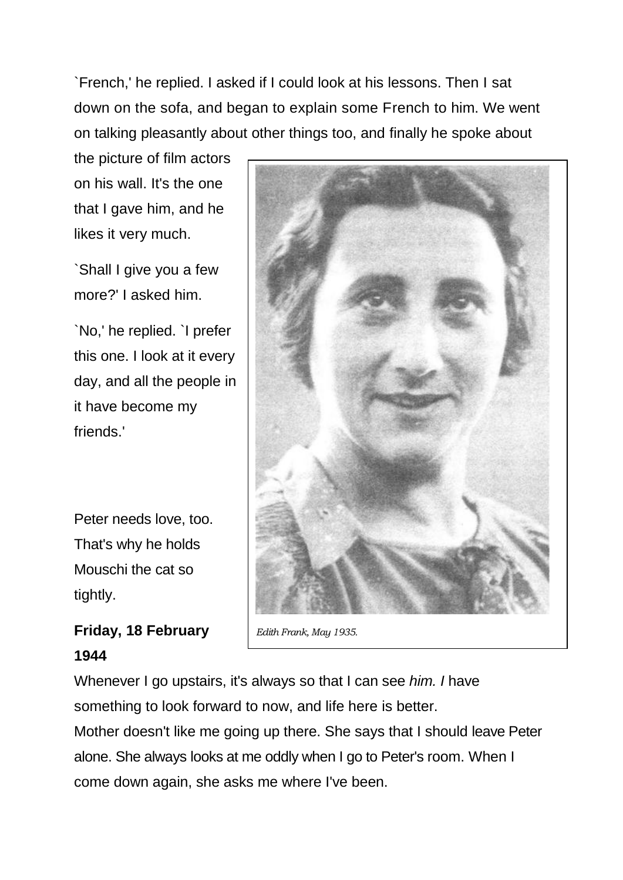`French,' he replied. I asked if I could look at his lessons. Then I sat down on the sofa, and began to explain some French to him. We went on talking pleasantly about other things too, and finally he spoke about the picture of film actors on his wall. It's the one that I gave him, and he likes it very much.

`Shall I give you a few more?' I asked him.

`No,' he replied. `I prefer this one. I look at it every day, and all the people in it have become my friends.'

Peter needs love, too. That's why he holds Mouschi the cat so tightly.

*Edith Frank, May 1935.*

**Friday, 18 February 1944**

Whenever I go upstairs, it's always so that I can see *him. I* have something to look forward to now, and life here is better.
Mother doesn't like me going up there. She says that I should leave Peter alone. She always looks at me oddly when I go to Peter's room. When I come down again, she asks me where I've been.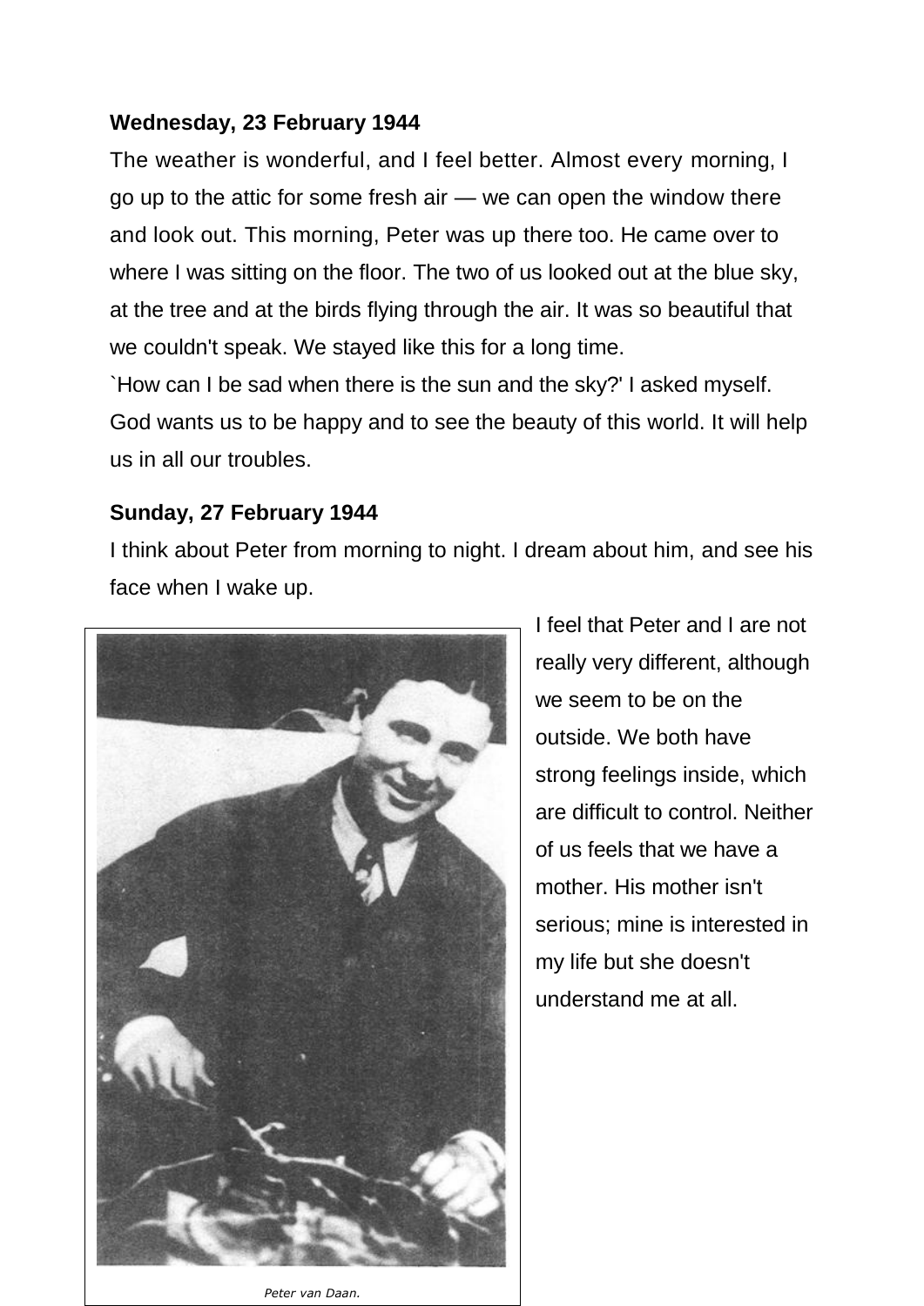**Wednesday, 23 February 1944**

The weather is wonderful, and I feel better. Almost every morning, I go up to the attic for some fresh air — we can open the window there and look out. This morning, Peter was up there too. He came over to where I was sitting on the floor. The two of us looked out at the blue sky, at the tree and at the birds flying through the air. It was so beautiful that we couldn't speak. We stayed like this for a long time.

`How can I be sad when there is the sun and the sky?' I asked myself. God wants us to be happy and to see the beauty of this world. It will help us in all our troubles.

**Sunday, 27 February 1944**

I think about Peter from morning to night. I dream about him, and see his face when I wake up.

I feel that Peter and I are not really very different, although we seem to be on the outside. We both have strong feelings inside, which are difficult to control. Neither of us feels that we have a mother. His mother isn't serious; mine is interested in my life but she doesn't understand me at all.

*Peter van Daan.*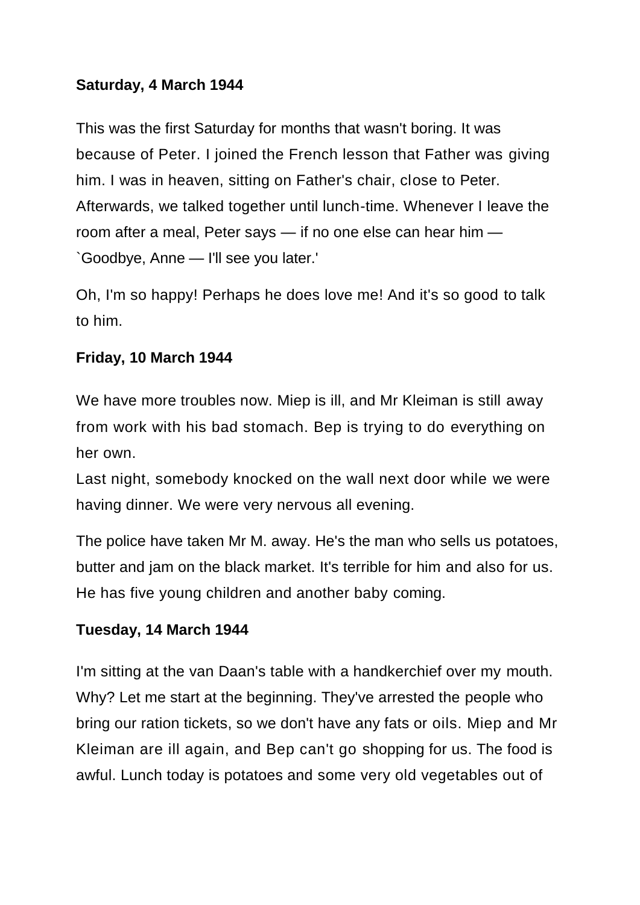**Saturday, 4 March 1944**

This was the first Saturday for months that wasn't boring. It was because of Peter. I joined the French lesson that Father was giving him. I was in heaven, sitting on Father's chair, close to Peter. Afterwards, we talked together until lunch-time. Whenever I leave the room after a meal, Peter says — if no one else can hear him — `Goodbye, Anne — I'll see you later.'

Oh, I'm so happy! Perhaps he does love me! And it's so good to talk to him.

**Friday, 10 March 1944**

We have more troubles now. Miep is ill, and Mr Kleiman is still away from work with his bad stomach. Bep is trying to do everything on her own.

Last night, somebody knocked on the wall next door while we were having dinner. We were very nervous all evening.

The police have taken Mr M. away. He's the man who sells us potatoes, butter and jam on the black market. It's terrible for him and also for us. He has five young children and another baby coming.

**Tuesday, 14 March 1944**

I'm sitting at the van Daan's table with a handkerchief over my mouth. Why? Let me start at the beginning. They've arrested the people who bring our ration tickets, so we don't have any fats or oils. Miep and Mr Kleiman are ill again, and Bep can't go shopping for us. The food is awful. Lunch today is potatoes and some very old vegetables out of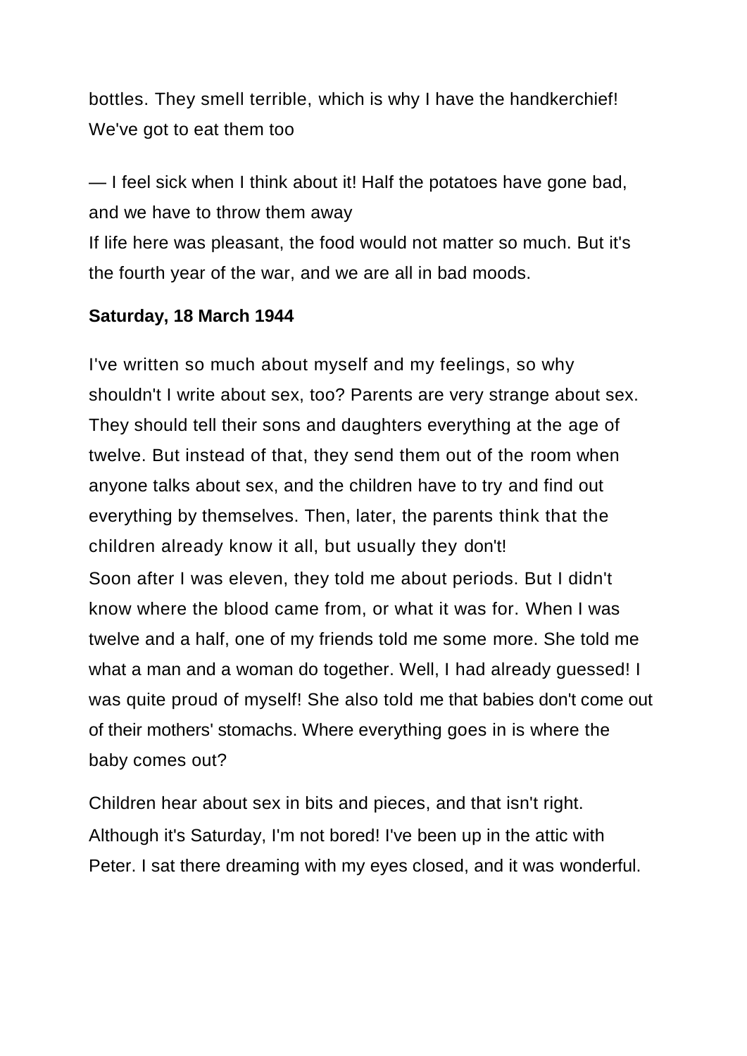bottles. They smell terrible, which is why I have the handkerchief! We've got to eat them too

— I feel sick when I think about it! Half the potatoes have gone bad, and we have to throw them away
If life here was pleasant, the food would not matter so much. But it's the fourth year of the war, and we are all in bad moods.

**Saturday, 18 March 1944**

I've written so much about myself and my feelings, so why shouldn't I write about sex, too? Parents are very strange about sex. They should tell their sons and daughters everything at the age of twelve. But instead of that, they send them out of the room when anyone talks about sex, and the children have to try and find out everything by themselves. Then, later, the parents think that the children already know it all, but usually they don't!
Soon after I was eleven, they told me about periods. But I didn't know where the blood came from, or what it was for. When I was twelve and a half, one of my friends told me some more. She told me what a man and a woman do together. Well, I had already guessed! I was quite proud of myself! She also told me that babies don't come out of their mothers' stomachs. Where everything goes in is where the baby comes out?

Children hear about sex in bits and pieces, and that isn't right.
Although it's Saturday, I'm not bored! I've been up in the attic with Peter. I sat there dreaming with my eyes closed, and it was wonderful.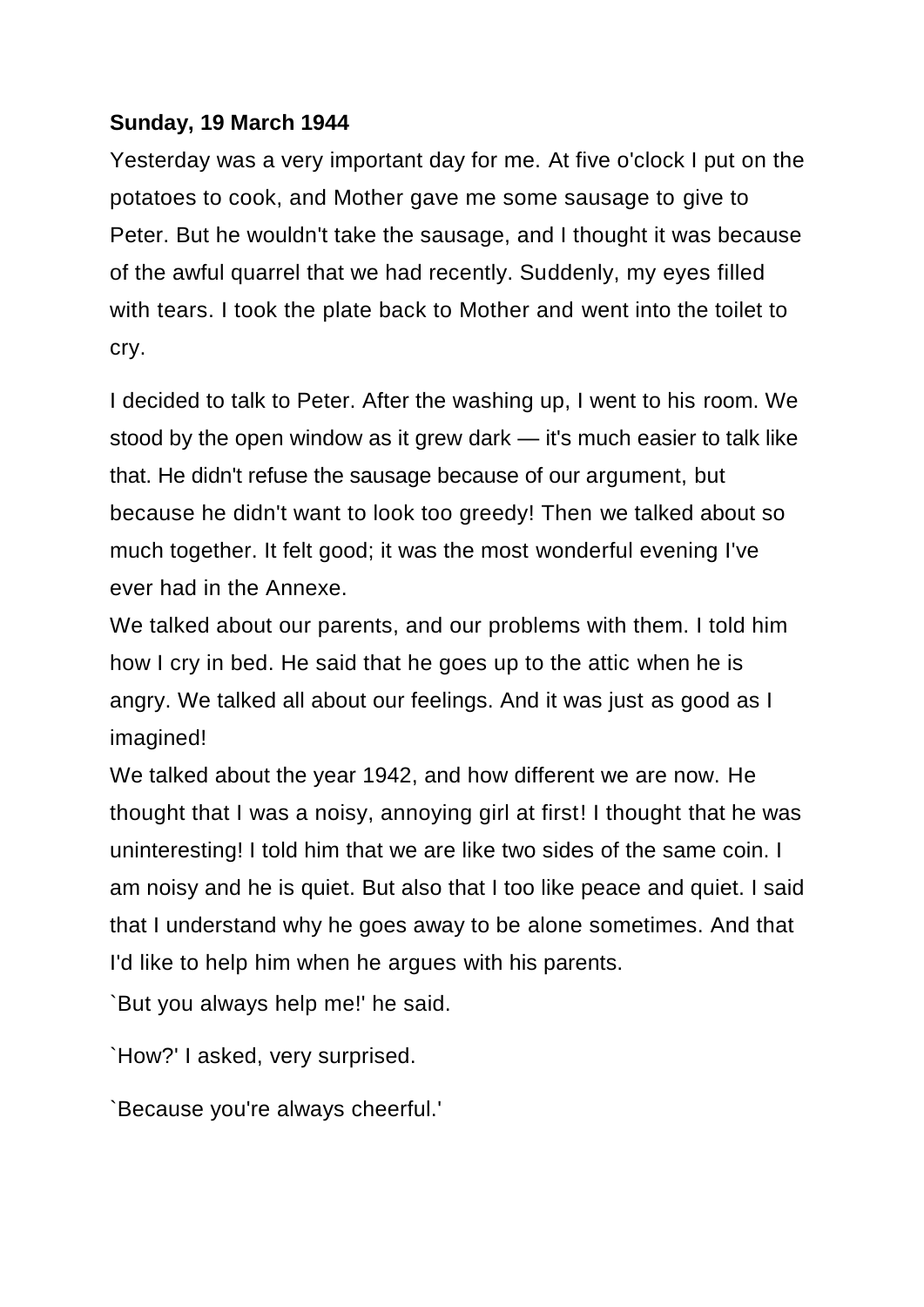**Sunday, 19 March 1944**

Yesterday was a very important day for me. At five o'clock I put on the potatoes to cook, and Mother gave me some sausage to give to Peter. But he wouldn't take the sausage, and I thought it was because of the awful quarrel that we had recently. Suddenly, my eyes filled with tears. I took the plate back to Mother and went into the toilet to cry.

I decided to talk to Peter. After the washing up, I went to his room. We stood by the open window as it grew dark — it's much easier to talk like that. He didn't refuse the sausage because of our argument, but because he didn't want to look too greedy! Then we talked about so much together. It felt good; it was the most wonderful evening I've ever had in the Annexe.

We talked about our parents, and our problems with them. I told him how I cry in bed. He said that he goes up to the attic when he is angry. We talked all about our feelings. And it was just as good as I imagined!

We talked about the year 1942, and how different we are now. He thought that I was a noisy, annoying girl at first! I thought that he was uninteresting! I told him that we are like two sides of the same coin. I am noisy and he is quiet. But also that I too like peace and quiet. I said that I understand why he goes away to be alone sometimes. And that I'd like to help him when he argues with his parents.

`But you always help me!' he said.

`How?' I asked, very surprised.

`Because you're always cheerful.'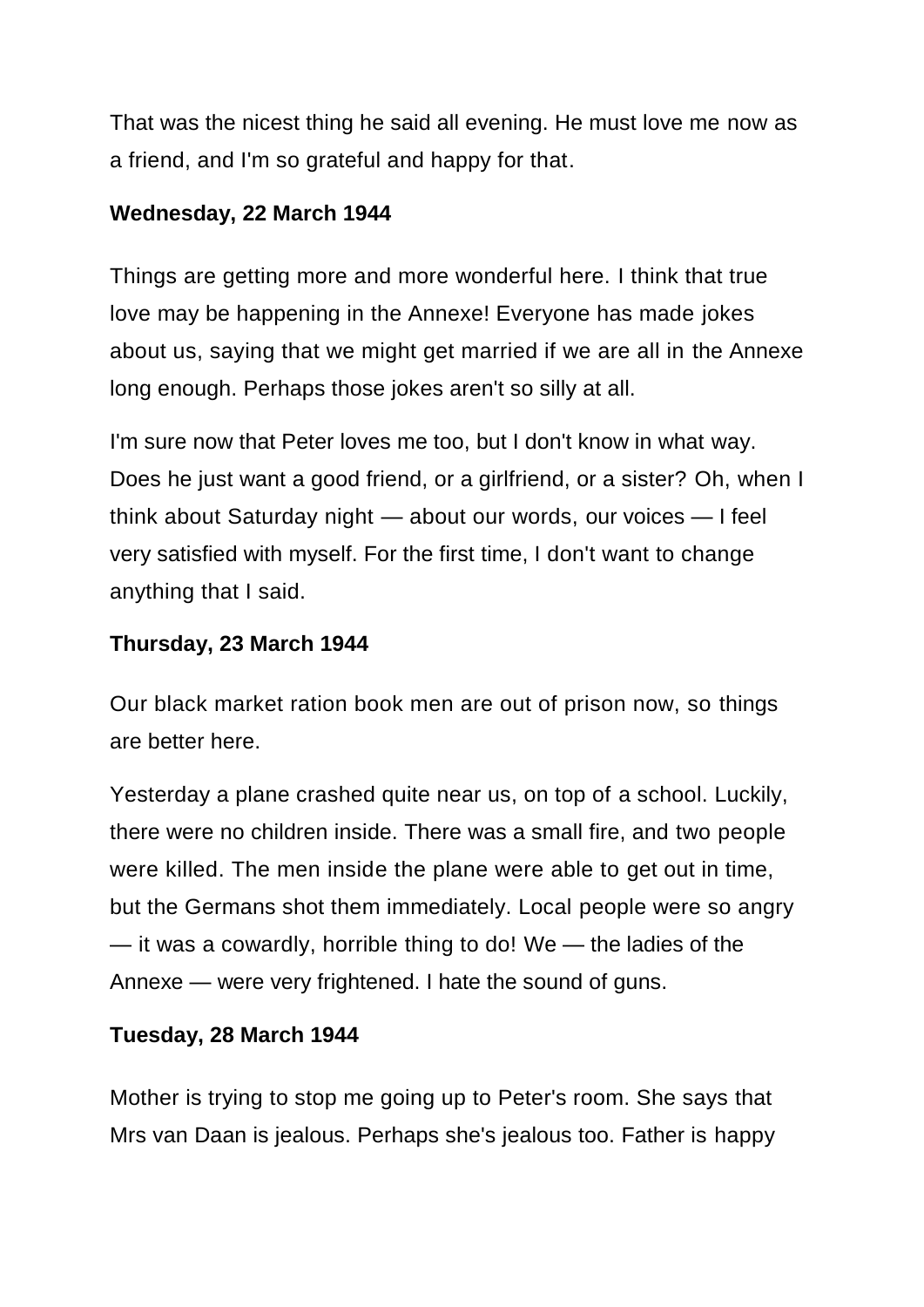That was the nicest thing he said all evening. He must love me now as a friend, and I'm so grateful and happy for that.

**Wednesday, 22 March 1944**

Things are getting more and more wonderful here. I think that true love may be happening in the Annexe! Everyone has made jokes about us, saying that we might get married if we are all in the Annexe long enough. Perhaps those jokes aren't so silly at all.

I'm sure now that Peter loves me too, but I don't know in what way. Does he just want a good friend, or a girlfriend, or a sister? Oh, when I think about Saturday night — about our words, our voices — I feel very satisfied with myself. For the first time, I don't want to change anything that I said.

**Thursday, 23 March 1944**

Our black market ration book men are out of prison now, so things are better here.

Yesterday a plane crashed quite near us, on top of a school. Luckily, there were no children inside. There was a small fire, and two people were killed. The men inside the plane were able to get out in time, but the Germans shot them immediately. Local people were so angry — it was a cowardly, horrible thing to do! We — the ladies of the Annexe — were very frightened. I hate the sound of guns.

**Tuesday, 28 March 1944**

Mother is trying to stop me going up to Peter's room. She says that Mrs van Daan is jealous. Perhaps she's jealous too. Father is happy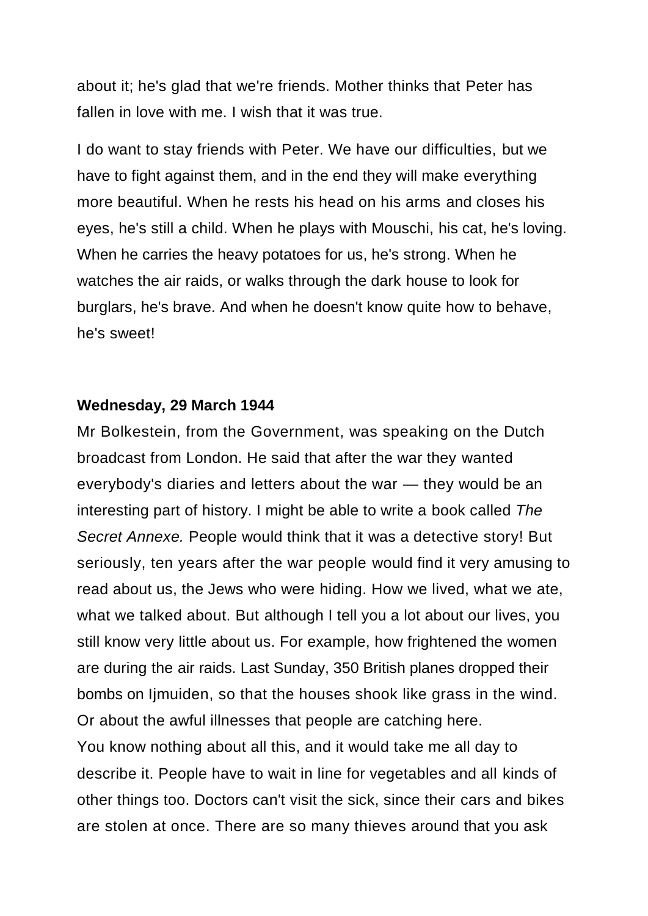about it; he's glad that we're friends. Mother thinks that Peter has fallen in love with me. I wish that it was true.

I do want to stay friends with Peter. We have our difficulties, but we have to fight against them, and in the end they will make everything more beautiful. When he rests his head on his arms and closes his eyes, he's still a child. When he plays with Mouschi, his cat, he's loving. When he carries the heavy potatoes for us, he's strong. When he watches the air raids, or walks through the dark house to look for burglars, he's brave. And when he doesn't know quite how to behave, he's sweet!

**Wednesday, 29 March 1944**

Mr Bolkestein, from the Government, was speaking on the Dutch broadcast from London. He said that after the war they wanted everybody's diaries and letters about the war — they would be an interesting part of history. I might be able to write a book called *The Secret Annexe.* People would think that it was a detective story! But seriously, ten years after the war people would find it very amusing to read about us, the Jews who were hiding. How we lived, what we ate, what we talked about. But although I tell you a lot about our lives, you still know very little about us. For example, how frightened the women are during the air raids. Last Sunday, 350 British planes dropped their bombs on Ijmuiden, so that the houses shook like grass in the wind. Or about the awful illnesses that people are catching here.

You know nothing about all this, and it would take me all day to describe it. People have to wait in line for vegetables and all kinds of other things too. Doctors can't visit the sick, since their cars and bikes are stolen at once. There are so many thieves around that you ask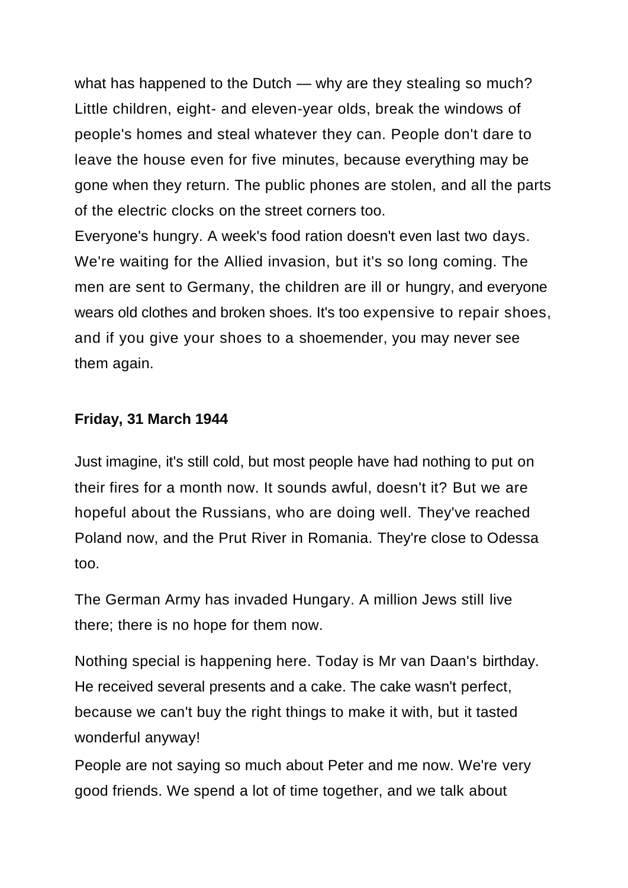what has happened to the Dutch — why are they stealing so much? Little children, eight- and eleven-year olds, break the windows of people's homes and steal whatever they can. People don't dare to leave the house even for five minutes, because everything may be gone when they return. The public phones are stolen, and all the parts of the electric clocks on the street corners too.

Everyone's hungry. A week's food ration doesn't even last two days. We're waiting for the Allied invasion, but it's so long coming. The men are sent to Germany, the children are ill or hungry, and everyone wears old clothes and broken shoes. It's too expensive to repair shoes, and if you give your shoes to a shoemender, you may never see them again.

**Friday, 31 March 1944**

Just imagine, it's still cold, but most people have had nothing to put on their fires for a month now. It sounds awful, doesn't it? But we are hopeful about the Russians, who are doing well. They've reached Poland now, and the Prut River in Romania. They're close to Odessa too.

The German Army has invaded Hungary. A million Jews still live there; there is no hope for them now.

Nothing special is happening here. Today is Mr van Daan's birthday. He received several presents and a cake. The cake wasn't perfect, because we can't buy the right things to make it with, but it tasted wonderful anyway!

People are not saying so much about Peter and me now. We're very good friends. We spend a lot of time together, and we talk about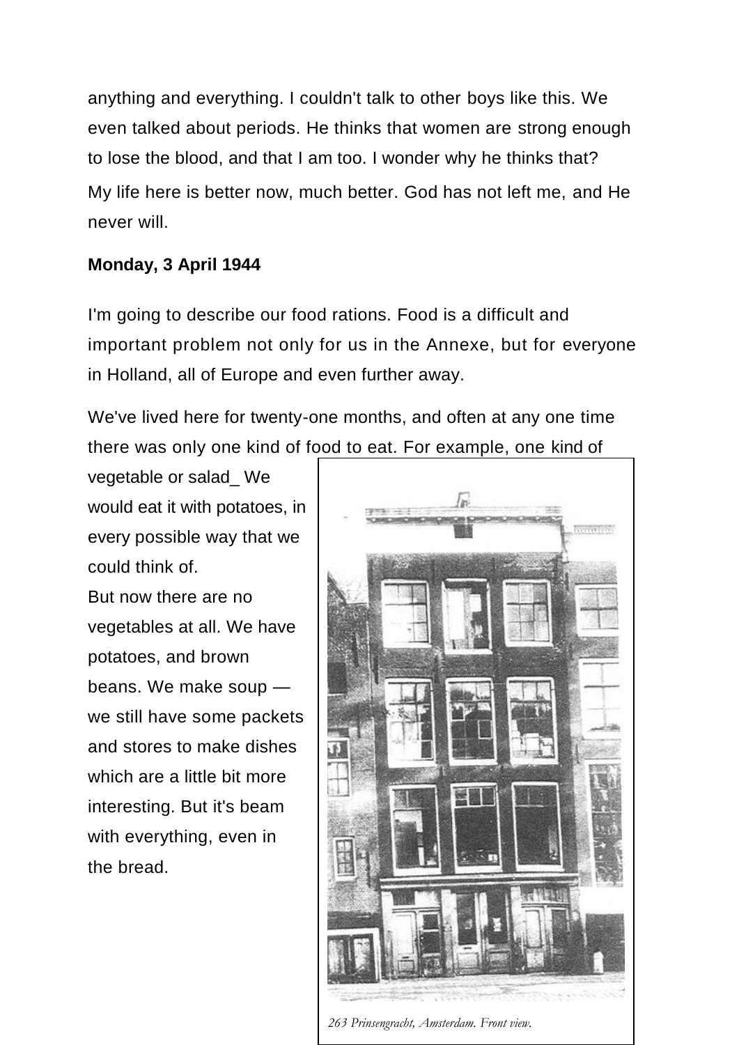anything and everything. I couldn't talk to other boys like this. We even talked about periods. He thinks that women are strong enough to lose the blood, and that I am too. I wonder why he thinks that?

My life here is better now, much better. God has not left me, and He never will.

**Monday, 3 April 1944**

I'm going to describe our food rations. Food is a difficult and important problem not only for us in the Annexe, but for everyone in Holland, all of Europe and even further away.

We've lived here for twenty-one months, and often at any one time there was only one kind of food to eat. For example, one kind of vegetable or salad_ We would eat it with potatoes, in every possible way that we could think of.

But now there are no vegetables at all. We have potatoes, and brown beans. We make soup — we still have some packets and stores to make dishes which are a little bit more interesting. But it's beam with everything, even in the bread.

*263 Prinsengracht, Amsterdam. Front view.*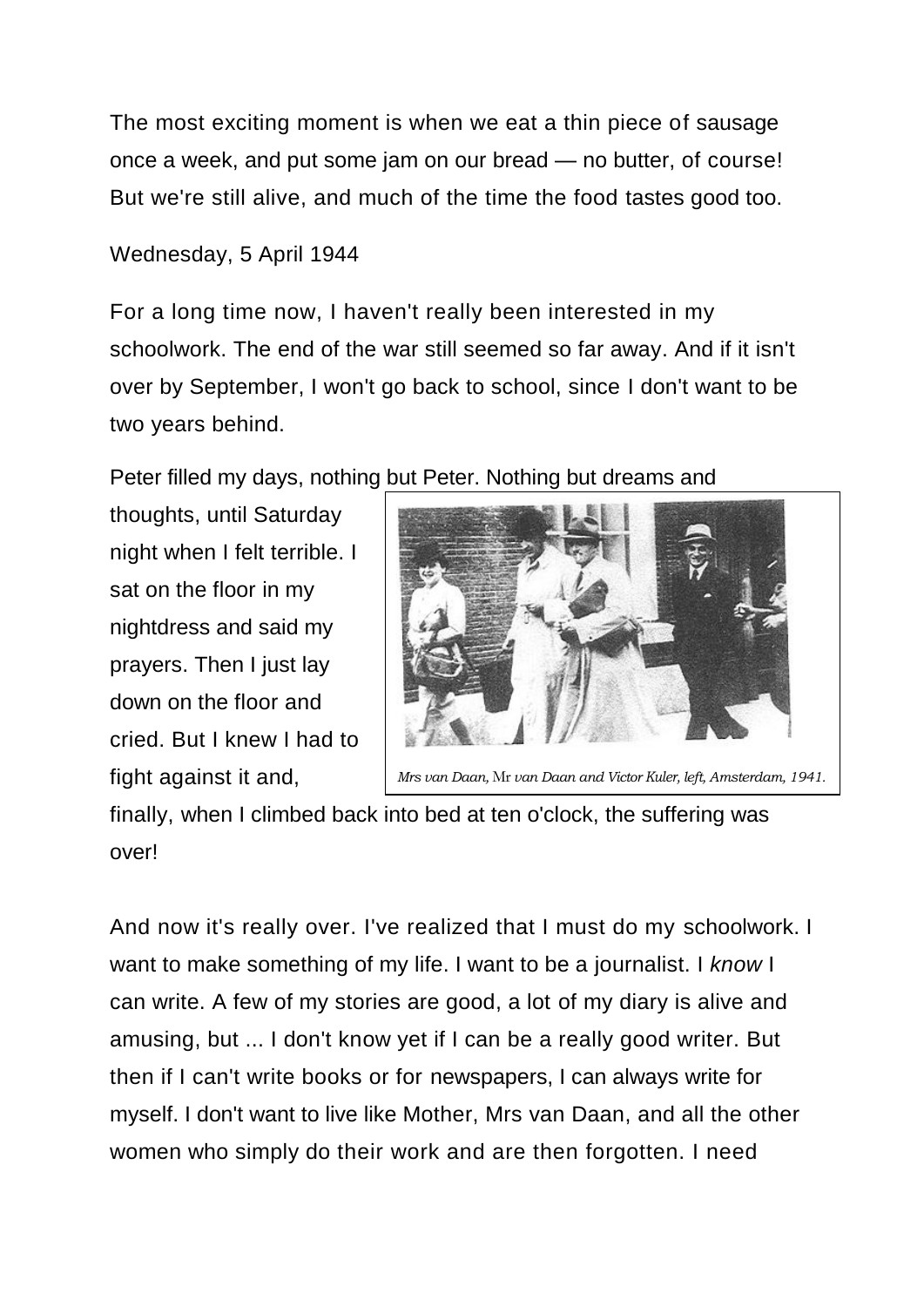The most exciting moment is when we eat a thin piece of sausage once a week, and put some jam on our bread — no butter, of course! But we're still alive, and much of the time the food tastes good too.

Wednesday, 5 April 1944

For a long time now, I haven't really been interested in my schoolwork. The end of the war still seemed so far away. And if it isn't over by September, I won't go back to school, since I don't want to be two years behind.

Peter filled my days, nothing but Peter. Nothing but dreams and thoughts, until Saturday night when I felt terrible. I sat on the floor in my nightdress and said my prayers. Then I just lay down on the floor and cried. But I knew I had to fight against it and, finally, when I climbed back into bed at ten o'clock, the suffering was over!

*Mrs van Daan, Mr van Daan and Victor Kuler, left, Amsterdam, 1941.*

And now it's really over. I've realized that I must do my schoolwork. I want to make something of my life. I want to be a journalist. I *know* I can write. A few of my stories are good, a lot of my diary is alive and amusing, but ... I don't know yet if I can be a really good writer. But then if I can't write books or for newspapers, I can always write for myself. I don't want to live like Mother, Mrs van Daan, and all the other women who simply do their work and are then forgotten. I need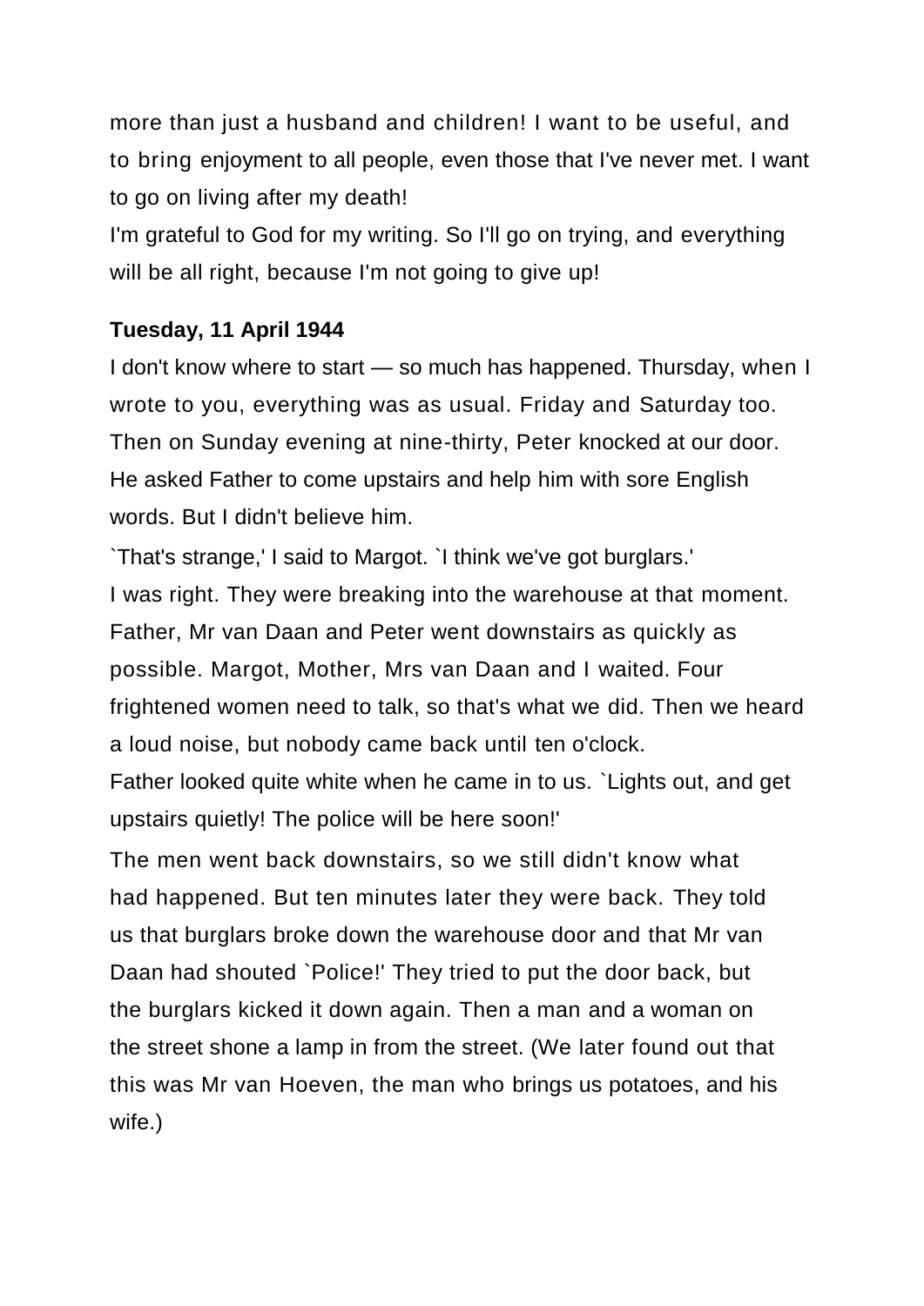more than just a husband and children! I want to be useful, and to bring enjoyment to all people, even those that I've never met. I want to go on living after my death!

I'm grateful to God for my writing. So I'll go on trying, and everything will be all right, because I'm not going to give up!

**Tuesday, 11 April 1944**

I don't know where to start — so much has happened. Thursday, when I wrote to you, everything was as usual. Friday and Saturday too. Then on Sunday evening at nine-thirty, Peter knocked at our door. He asked Father to come upstairs and help him with sore English words. But I didn't believe him.

`That's strange,' I said to Margot. `I think we've got burglars.'

I was right. They were breaking into the warehouse at that moment. Father, Mr van Daan and Peter went downstairs as quickly as possible. Margot, Mother, Mrs van Daan and I waited. Four frightened women need to talk, so that's what we did. Then we heard a loud noise, but nobody came back until ten o'clock.

Father looked quite white when he came in to us. `Lights out, and get upstairs quietly! The police will be here soon!'

The men went back downstairs, so we still didn't know what had happened. But ten minutes later they were back. They told us that burglars broke down the warehouse door and that Mr van Daan had shouted `Police!' They tried to put the door back, but the burglars kicked it down again. Then a man and a woman on the street shone a lamp in from the street. (We later found out that this was Mr van Hoeven, the man who brings us potatoes, and his wife.)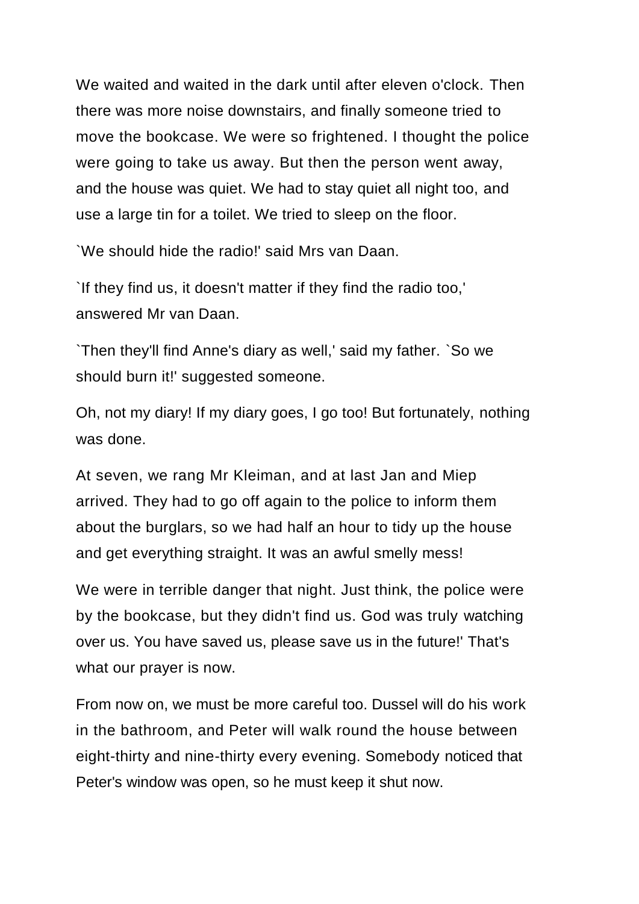We waited and waited in the dark until after eleven o'clock. Then there was more noise downstairs, and finally someone tried to move the bookcase. We were so frightened. I thought the police were going to take us away. But then the person went away, and the house was quiet. We had to stay quiet all night too, and use a large tin for a toilet. We tried to sleep on the floor.

`We should hide the radio!' said Mrs van Daan.

`If they find us, it doesn't matter if they find the radio too,' answered Mr van Daan.

`Then they'll find Anne's diary as well,' said my father. `So we should burn it!' suggested someone.

Oh, not my diary! If my diary goes, I go too! But fortunately, nothing was done.

At seven, we rang Mr Kleiman, and at last Jan and Miep arrived. They had to go off again to the police to inform them about the burglars, so we had half an hour to tidy up the house and get everything straight. It was an awful smelly mess!

We were in terrible danger that night. Just think, the police were by the bookcase, but they didn't find us. God was truly watching over us. You have saved us, please save us in the future!' That's what our prayer is now.

From now on, we must be more careful too. Dussel will do his work in the bathroom, and Peter will walk round the house between eight-thirty and nine-thirty every evening. Somebody noticed that Peter's window was open, so he must keep it shut now.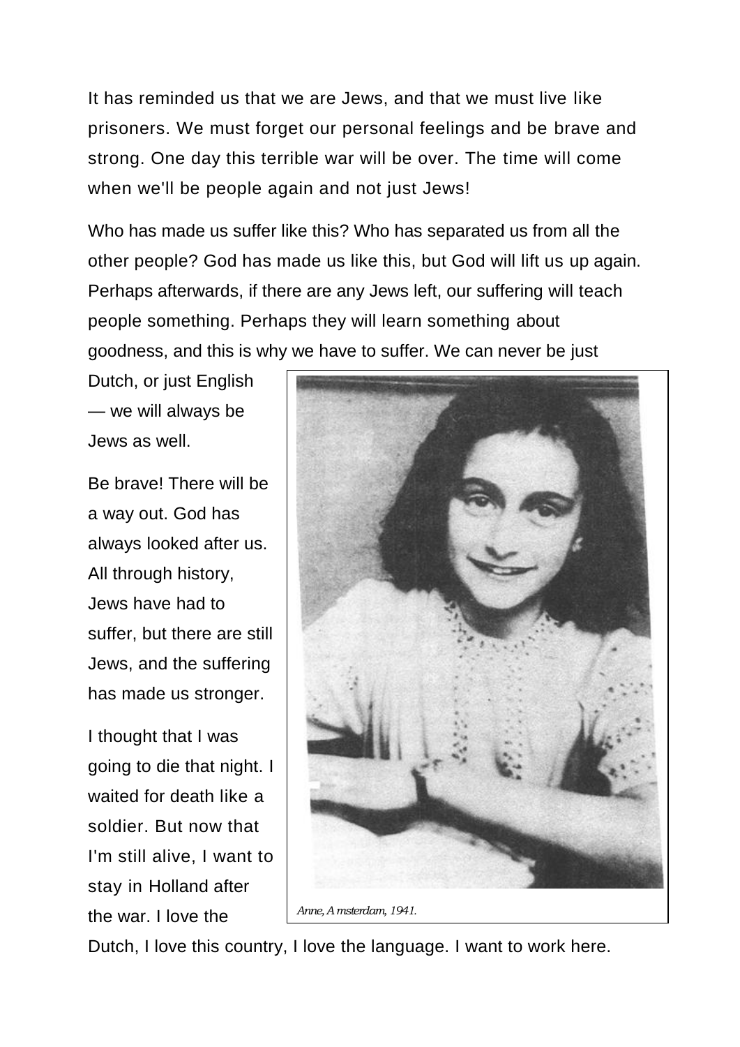It has reminded us that we are Jews, and that we must live like prisoners. We must forget our personal feelings and be brave and strong. One day this terrible war will be over. The time will come when we'll be people again and not just Jews!

Who has made us suffer like this? Who has separated us from all the other people? God has made us like this, but God will lift us up again. Perhaps afterwards, if there are any Jews left, our suffering will teach people something. Perhaps they will learn something about goodness, and this is why we have to suffer. We can never be just Dutch, or just English — we will always be Jews as well.

Be brave! There will be a way out. God has always looked after us. All through history, Jews have had to suffer, but there are still Jews, and the suffering has made us stronger.

I thought that I was going to die that night. I waited for death like a soldier. But now that I'm still alive, I want to stay in Holland after the war. I love the Dutch, I love this country, I love the language. I want to work here.

*Anne, Amsterdam, 1941.*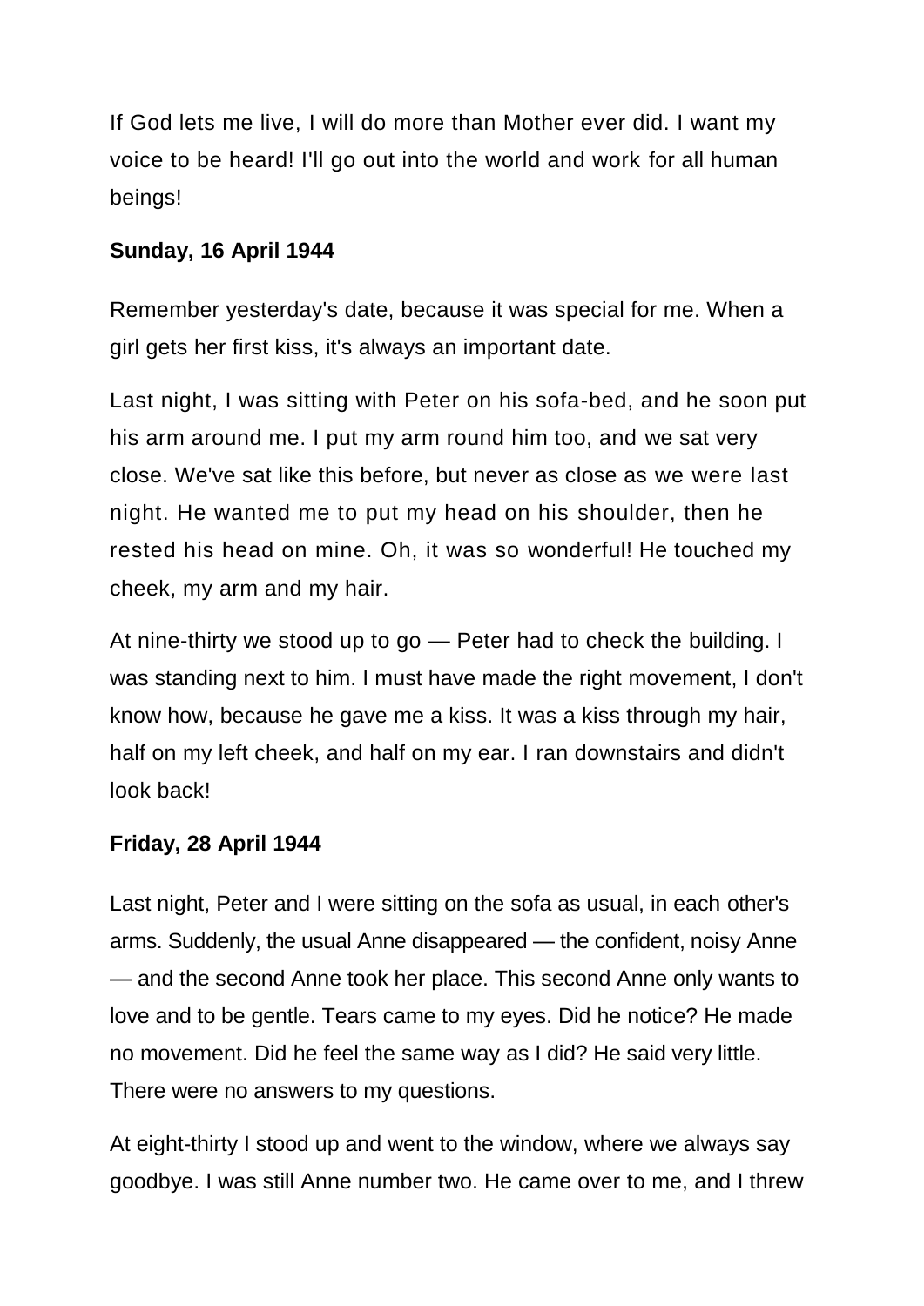If God lets me live, I will do more than Mother ever did. I want my voice to be heard! I'll go out into the world and work for all human beings!

**Sunday, 16 April 1944**

Remember yesterday's date, because it was special for me. When a girl gets her first kiss, it's always an important date.

Last night, I was sitting with Peter on his sofa-bed, and he soon put his arm around me. I put my arm round him too, and we sat very close. We've sat like this before, but never as close as we were last night. He wanted me to put my head on his shoulder, then he rested his head on mine. Oh, it was so wonderful! He touched my cheek, my arm and my hair.

At nine-thirty we stood up to go — Peter had to check the building. I was standing next to him. I must have made the right movement, I don't know how, because he gave me a kiss. It was a kiss through my hair, half on my left cheek, and half on my ear. I ran downstairs and didn't look back!

**Friday, 28 April 1944**

Last night, Peter and I were sitting on the sofa as usual, in each other's arms. Suddenly, the usual Anne disappeared — the confident, noisy Anne — and the second Anne took her place. This second Anne only wants to love and to be gentle. Tears came to my eyes. Did he notice? He made no movement. Did he feel the same way as I did? He said very little. There were no answers to my questions.

At eight-thirty I stood up and went to the window, where we always say goodbye. I was still Anne number two. He came over to me, and I threw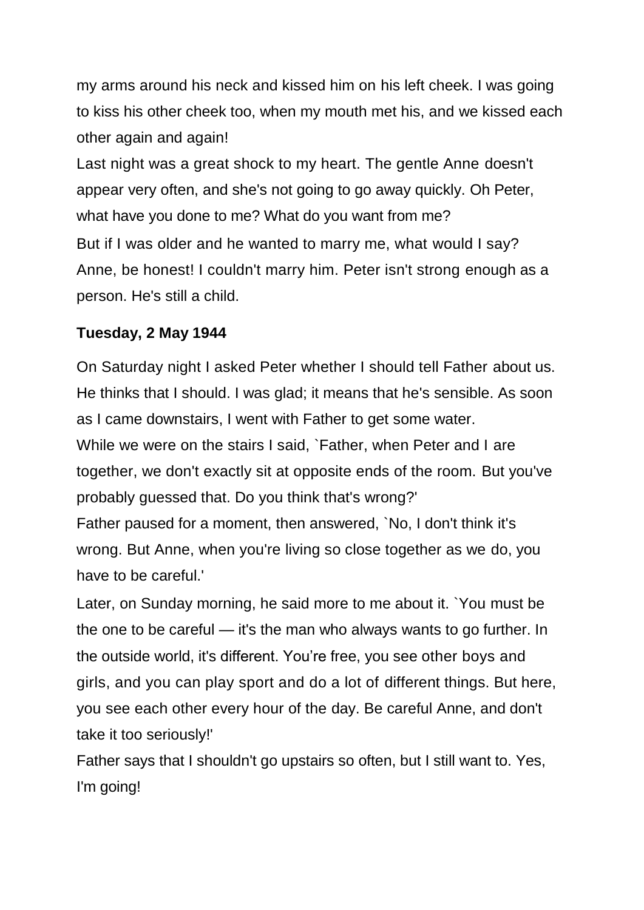my arms around his neck and kissed him on his left cheek. I was going to kiss his other cheek too, when my mouth met his, and we kissed each other again and again!

Last night was a great shock to my heart. The gentle Anne doesn't appear very often, and she's not going to go away quickly. Oh Peter, what have you done to me? What do you want from me?

But if I was older and he wanted to marry me, what would I say? Anne, be honest! I couldn't marry him. Peter isn't strong enough as a person. He's still a child.

**Tuesday, 2 May 1944**

On Saturday night I asked Peter whether I should tell Father about us. He thinks that I should. I was glad; it means that he's sensible. As soon as I came downstairs, I went with Father to get some water.

While we were on the stairs I said, `Father, when Peter and I are together, we don't exactly sit at opposite ends of the room. But you've probably guessed that. Do you think that's wrong?'

Father paused for a moment, then answered, `No, I don't think it's wrong. But Anne, when you're living so close together as we do, you have to be careful.'

Later, on Sunday morning, he said more to me about it. `You must be the one to be careful — it's the man who always wants to go further. In the outside world, it's different. You're free, you see other boys and girls, and you can play sport and do a lot of different things. But here, you see each other every hour of the day. Be careful Anne, and don't take it too seriously!'

Father says that I shouldn't go upstairs so often, but I still want to. Yes, I'm going!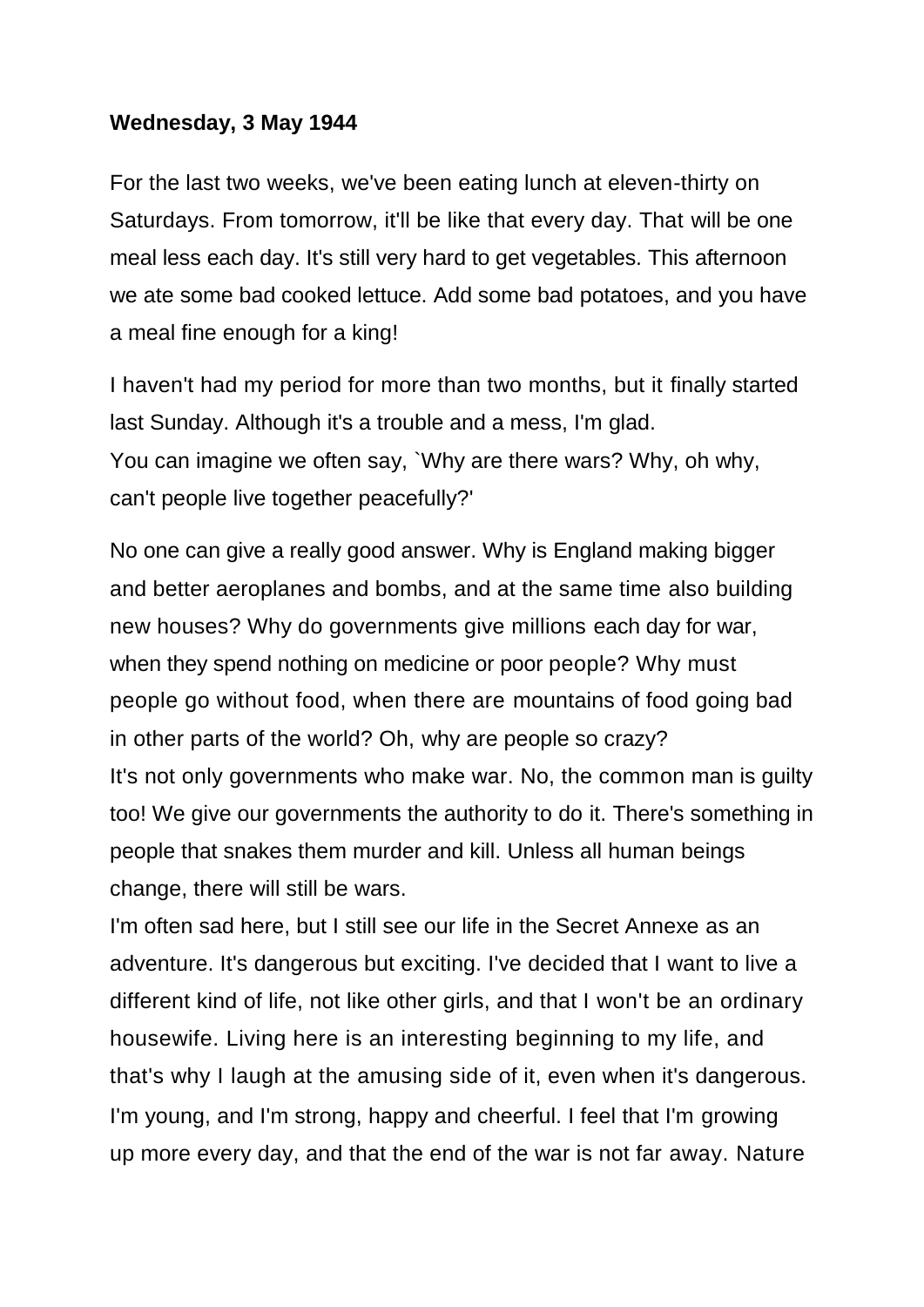**Wednesday, 3 May 1944**

For the last two weeks, we've been eating lunch at eleven-thirty on Saturdays. From tomorrow, it'll be like that every day. That will be one meal less each day. It's still very hard to get vegetables. This afternoon we ate some bad cooked lettuce. Add some bad potatoes, and you have a meal fine enough for a king!

I haven't had my period for more than two months, but it finally started last Sunday. Although it's a trouble and a mess, I'm glad.
You can imagine we often say, `Why are there wars? Why, oh why, can't people live together peacefully?'

No one can give a really good answer. Why is England making bigger and better aeroplanes and bombs, and at the same time also building new houses? Why do governments give millions each day for war, when they spend nothing on medicine or poor people? Why must people go without food, when there are mountains of food going bad in other parts of the world? Oh, why are people so crazy?
It's not only governments who make war. No, the common man is guilty too! We give our governments the authority to do it. There's something in people that snakes them murder and kill. Unless all human beings change, there will still be wars.
I'm often sad here, but I still see our life in the Secret Annexe as an adventure. It's dangerous but exciting. I've decided that I want to live a different kind of life, not like other girls, and that I won't be an ordinary housewife. Living here is an interesting beginning to my life, and that's why I laugh at the amusing side of it, even when it's dangerous. I'm young, and I'm strong, happy and cheerful. I feel that I'm growing up more every day, and that the end of the war is not far away. Nature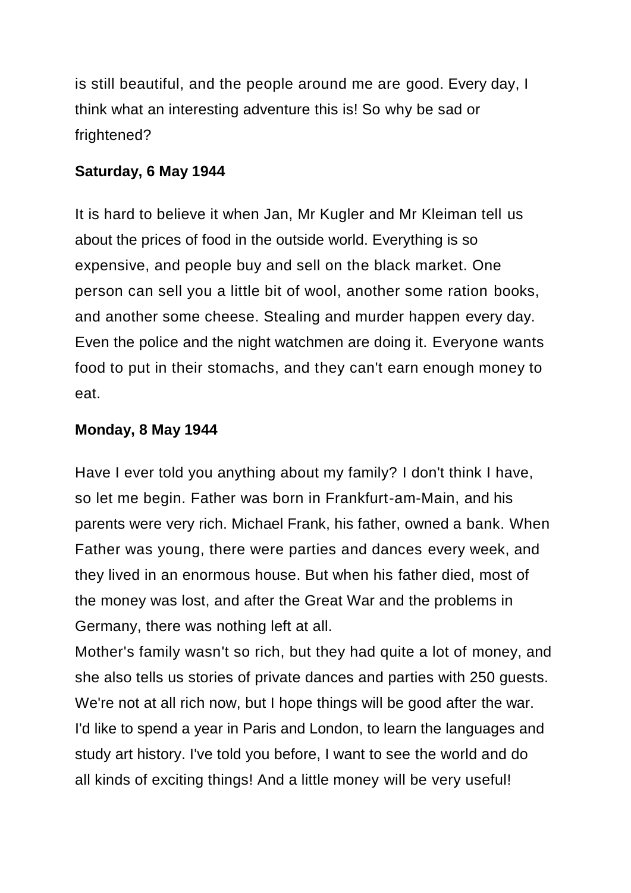is still beautiful, and the people around me are good. Every day, I think what an interesting adventure this is! So why be sad or frightened?

**Saturday, 6 May 1944**

It is hard to believe it when Jan, Mr Kugler and Mr Kleiman tell us about the prices of food in the outside world. Everything is so expensive, and people buy and sell on the black market. One person can sell you a little bit of wool, another some ration books, and another some cheese. Stealing and murder happen every day. Even the police and the night watchmen are doing it. Everyone wants food to put in their stomachs, and they can't earn enough money to eat.

**Monday, 8 May 1944**

Have I ever told you anything about my family? I don't think I have, so let me begin. Father was born in Frankfurt-am-Main, and his parents were very rich. Michael Frank, his father, owned a bank. When Father was young, there were parties and dances every week, and they lived in an enormous house. But when his father died, most of the money was lost, and after the Great War and the problems in Germany, there was nothing left at all.

Mother's family wasn't so rich, but they had quite a lot of money, and she also tells us stories of private dances and parties with 250 guests. We're not at all rich now, but I hope things will be good after the war. I'd like to spend a year in Paris and London, to learn the languages and study art history. I've told you before, I want to see the world and do all kinds of exciting things! And a little money will be very useful!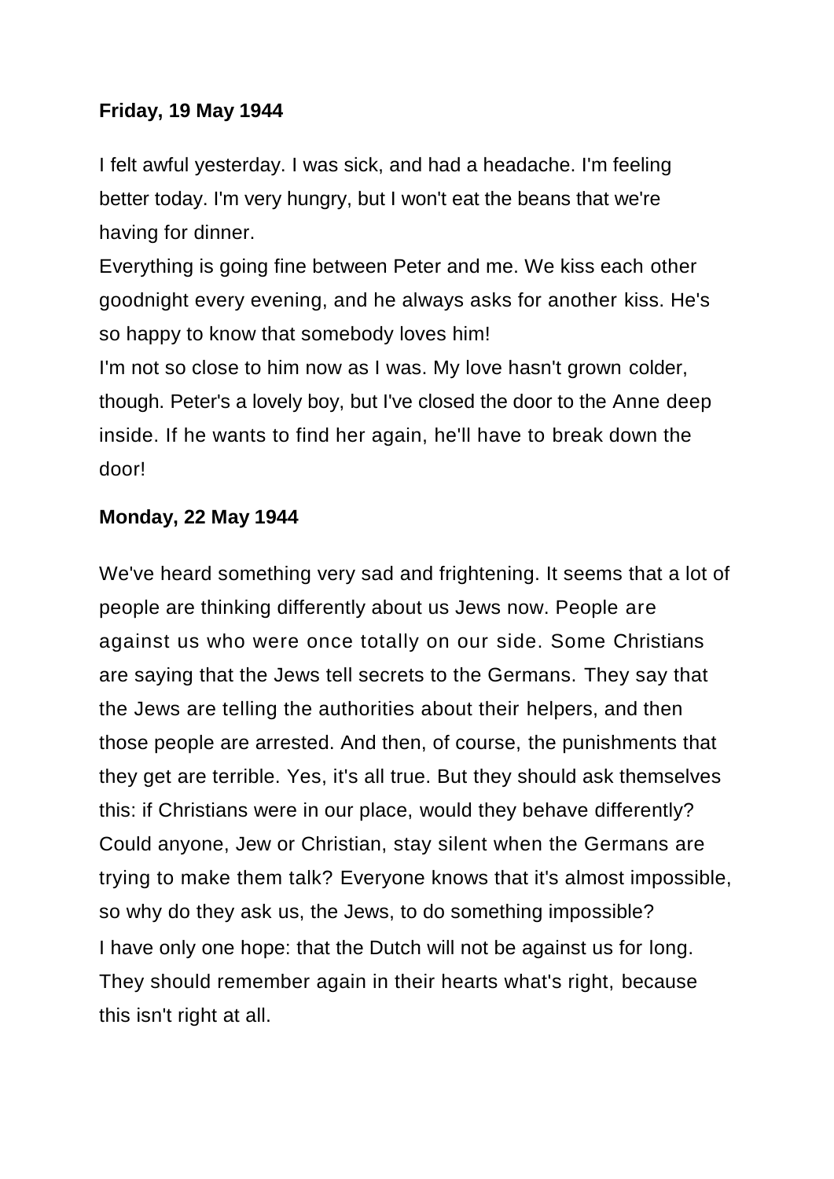**Friday, 19 May 1944**

I felt awful yesterday. I was sick, and had a headache. I'm feeling better today. I'm very hungry, but I won't eat the beans that we're having for dinner.

Everything is going fine between Peter and me. We kiss each other goodnight every evening, and he always asks for another kiss. He's so happy to know that somebody loves him!

I'm not so close to him now as I was. My love hasn't grown colder, though. Peter's a lovely boy, but I've closed the door to the Anne deep inside. If he wants to find her again, he'll have to break down the door!

**Monday, 22 May 1944**

We've heard something very sad and frightening. It seems that a lot of people are thinking differently about us Jews now. People are against us who were once totally on our side. Some Christians are saying that the Jews tell secrets to the Germans. They say that the Jews are telling the authorities about their helpers, and then those people are arrested. And then, of course, the punishments that they get are terrible. Yes, it's all true. But they should ask themselves this: if Christians were in our place, would they behave differently? Could anyone, Jew or Christian, stay silent when the Germans are trying to make them talk? Everyone knows that it's almost impossible, so why do they ask us, the Jews, to do something impossible?

I have only one hope: that the Dutch will not be against us for long. They should remember again in their hearts what's right, because this isn't right at all.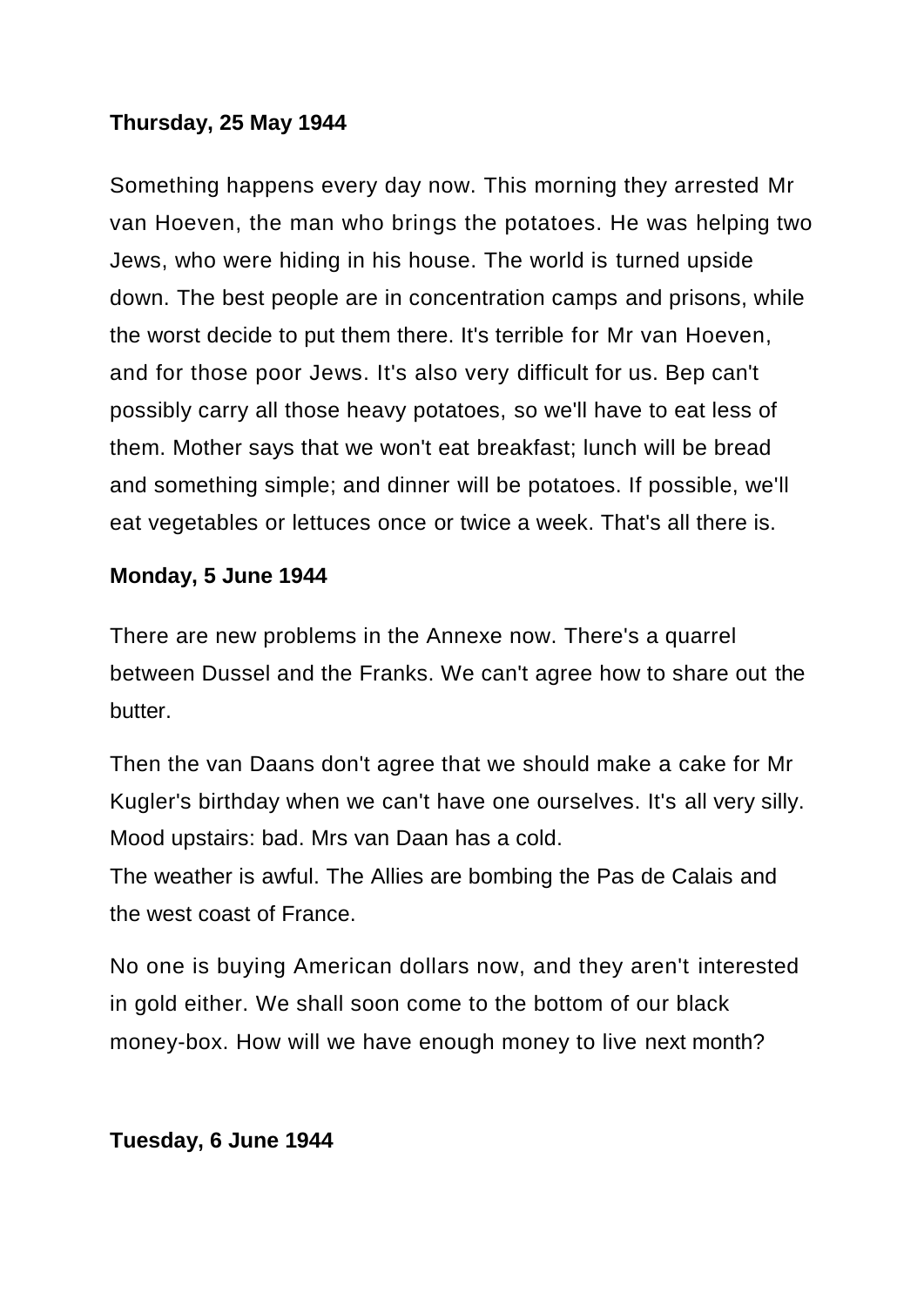**Thursday, 25 May 1944**

Something happens every day now. This morning they arrested Mr van Hoeven, the man who brings the potatoes. He was helping two Jews, who were hiding in his house. The world is turned upside down. The best people are in concentration camps and prisons, while the worst decide to put them there. It's terrible for Mr van Hoeven, and for those poor Jews. It's also very difficult for us. Bep can't possibly carry all those heavy potatoes, so we'll have to eat less of them. Mother says that we won't eat breakfast; lunch will be bread and something simple; and dinner will be potatoes. If possible, we'll eat vegetables or lettuces once or twice a week. That's all there is.

**Monday, 5 June 1944**

There are new problems in the Annexe now. There's a quarrel between Dussel and the Franks. We can't agree how to share out the butter.

Then the van Daans don't agree that we should make a cake for Mr Kugler's birthday when we can't have one ourselves. It's all very silly. Mood upstairs: bad. Mrs van Daan has a cold.
The weather is awful. The Allies are bombing the Pas de Calais and the west coast of France.

No one is buying American dollars now, and they aren't interested in gold either. We shall soon come to the bottom of our black money-box. How will we have enough money to live next month?

**Tuesday, 6 June 1944**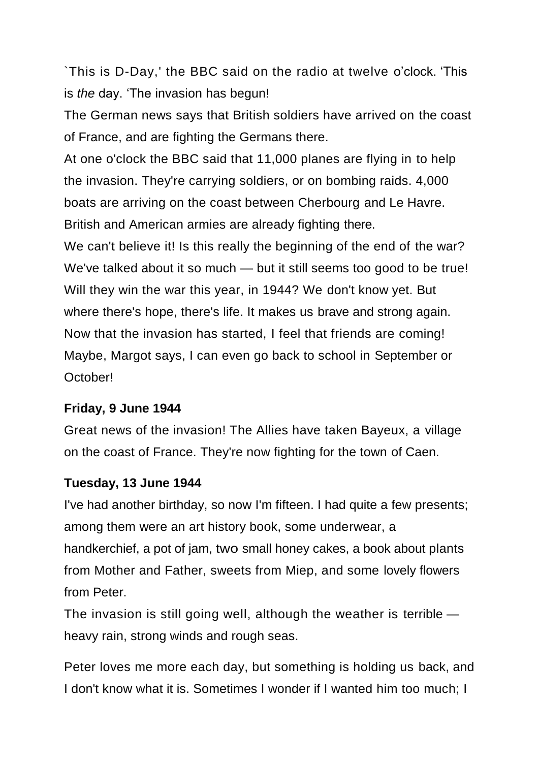`This is D-Day,' the BBC said on the radio at twelve o'clock. 'This is *the* day. 'The invasion has begun!

The German news says that British soldiers have arrived on the coast of France, and are fighting the Germans there.

At one o'clock the BBC said that 11,000 planes are flying in to help the invasion. They're carrying soldiers, or on bombing raids. 4,000 boats are arriving on the coast between Cherbourg and Le Havre. British and American armies are already fighting there.

We can't believe it! Is this really the beginning of the end of the war? We've talked about it so much — but it still seems too good to be true! Will they win the war this year, in 1944? We don't know yet. But where there's hope, there's life. It makes us brave and strong again. Now that the invasion has started, I feel that friends are coming! Maybe, Margot says, I can even go back to school in September or October!

**Friday, 9 June 1944**

Great news of the invasion! The Allies have taken Bayeux, a village on the coast of France. They're now fighting for the town of Caen.

**Tuesday, 13 June 1944**

I've had another birthday, so now I'm fifteen. I had quite a few presents; among them were an art history book, some underwear, a handkerchief, a pot of jam, two small honey cakes, a book about plants from Mother and Father, sweets from Miep, and some lovely flowers from Peter.

The invasion is still going well, although the weather is terrible — heavy rain, strong winds and rough seas.

Peter loves me more each day, but something is holding us back, and I don't know what it is. Sometimes I wonder if I wanted him too much; I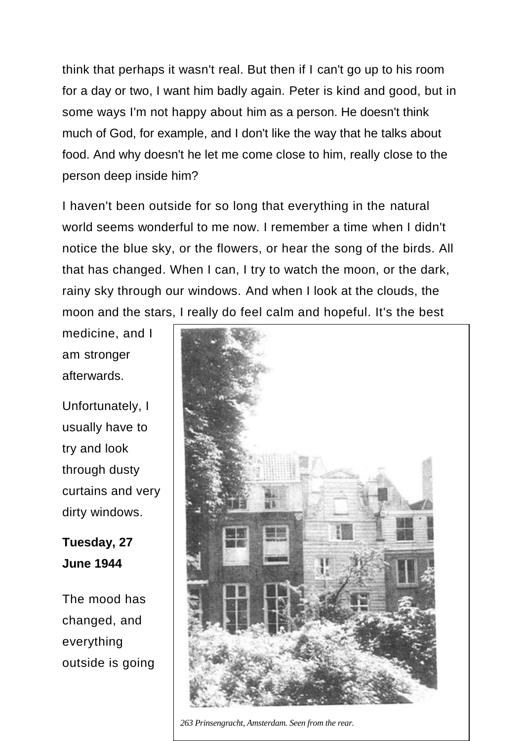think that perhaps it wasn't real. But then if I can't go up to his room for a day or two, I want him badly again. Peter is kind and good, but in some ways I'm not happy about him as a person. He doesn't think much of God, for example, and I don't like the way that he talks about food. And why doesn't he let me come close to him, really close to the person deep inside him?

I haven't been outside for so long that everything in the natural world seems wonderful to me now. I remember a time when I didn't notice the blue sky, or the flowers, or hear the song of the birds. All that has changed. When I can, I try to watch the moon, or the dark, rainy sky through our windows. And when I look at the clouds, the moon and the stars, I really do feel calm and hopeful. It's the best medicine, and I am stronger afterwards.

Unfortunately, I usually have to try and look through dusty curtains and very dirty windows.

**Tuesday, 27 June 1944**

The mood has changed, and everything outside is going

*263 Prinsengracht, Amsterdam. Seen from the rear.*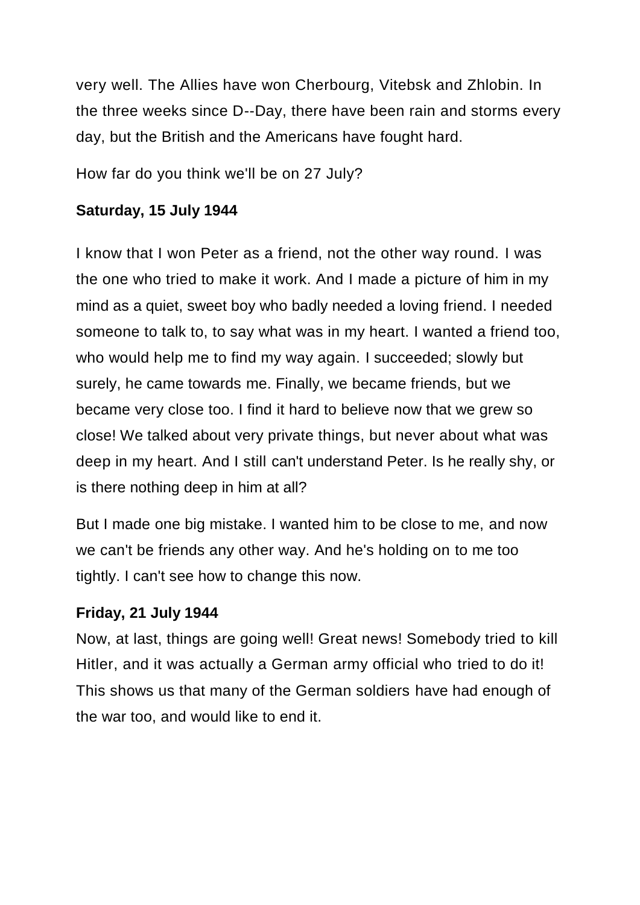very well. The Allies have won Cherbourg, Vitebsk and Zhlobin. In the three weeks since D--Day, there have been rain and storms every day, but the British and the Americans have fought hard.

How far do you think we'll be on 27 July?

**Saturday, 15 July 1944**

I know that I won Peter as a friend, not the other way round. I was the one who tried to make it work. And I made a picture of him in my mind as a quiet, sweet boy who badly needed a loving friend. I needed someone to talk to, to say what was in my heart. I wanted a friend too, who would help me to find my way again. I succeeded; slowly but surely, he came towards me. Finally, we became friends, but we became very close too. I find it hard to believe now that we grew so close! We talked about very private things, but never about what was deep in my heart. And I still can't understand Peter. Is he really shy, or is there nothing deep in him at all?

But I made one big mistake. I wanted him to be close to me, and now we can't be friends any other way. And he's holding on to me too tightly. I can't see how to change this now.

**Friday, 21 July 1944**

Now, at last, things are going well! Great news! Somebody tried to kill Hitler, and it was actually a German army official who tried to do it! This shows us that many of the German soldiers have had enough of the war too, and would like to end it.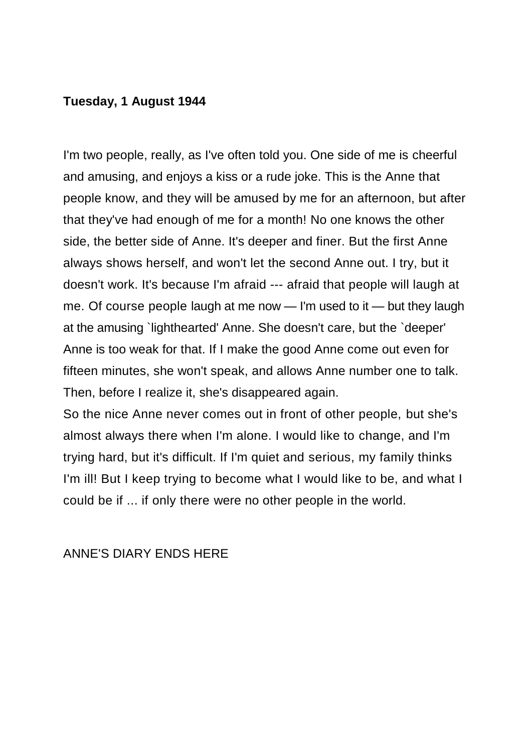**Tuesday, 1 August 1944**

I'm two people, really, as I've often told you. One side of me is cheerful and amusing, and enjoys a kiss or a rude joke. This is the Anne that people know, and they will be amused by me for an afternoon, but after that they've had enough of me for a month! No one knows the other side, the better side of Anne. It's deeper and finer. But the first Anne always shows herself, and won't let the second Anne out. I try, but it doesn't work. It's because I'm afraid --- afraid that people will laugh at me. Of course people laugh at me now — I'm used to it — but they laugh at the amusing `lighthearted' Anne. She doesn't care, but the `deeper' Anne is too weak for that. If I make the good Anne come out even for fifteen minutes, she won't speak, and allows Anne number one to talk. Then, before I realize it, she's disappeared again.

So the nice Anne never comes out in front of other people, but she's almost always there when I'm alone. I would like to change, and I'm trying hard, but it's difficult. If I'm quiet and serious, my family thinks I'm ill! But I keep trying to become what I would like to be, and what I could be if ... if only there were no other people in the world.

ANNE'S DIARY ENDS HERE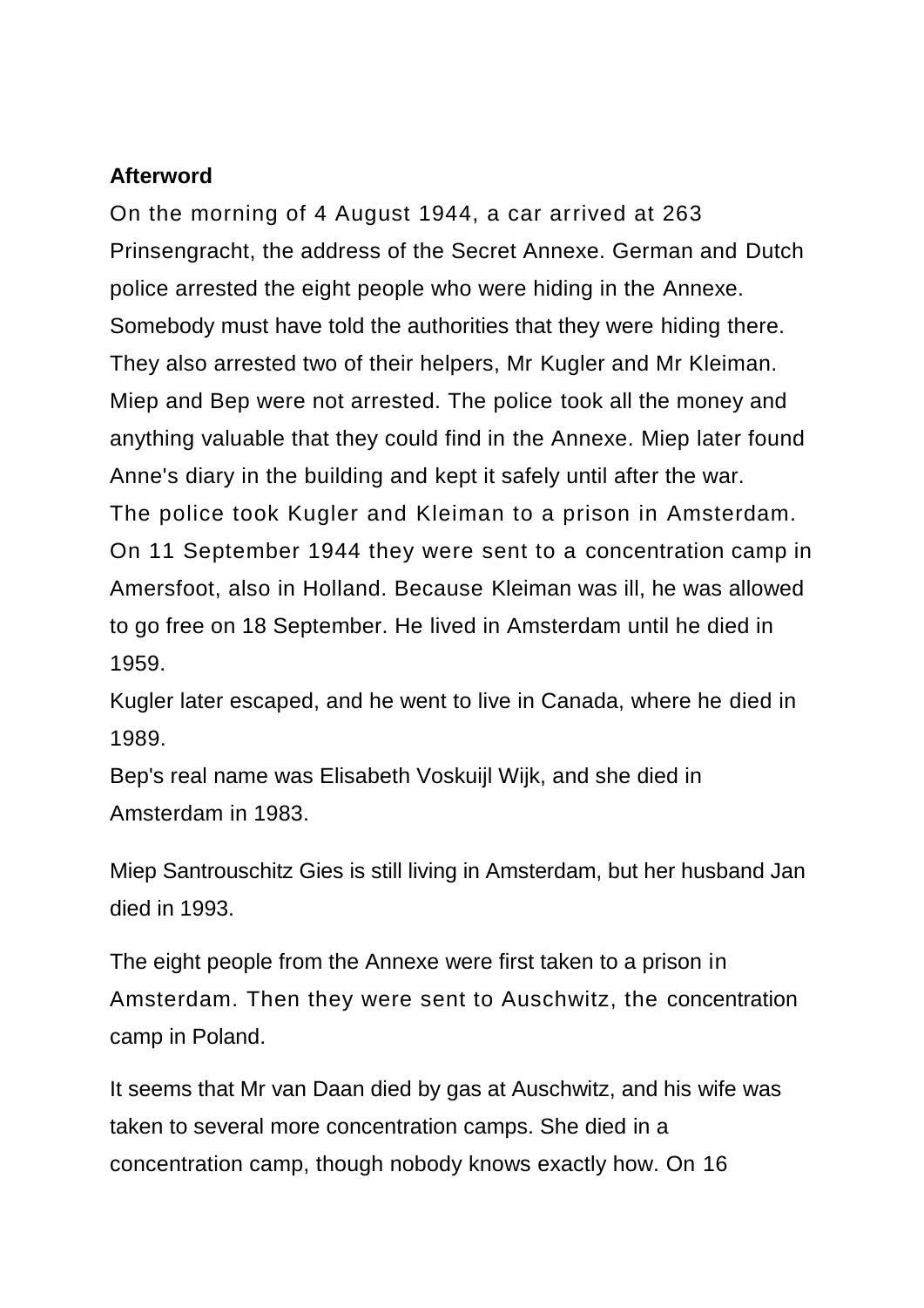**Afterword**

On the morning of 4 August 1944, a car arrived at 263 Prinsengracht, the address of the Secret Annexe. German and Dutch police arrested the eight people who were hiding in the Annexe. Somebody must have told the authorities that they were hiding there. They also arrested two of their helpers, Mr Kugler and Mr Kleiman. Miep and Bep were not arrested. The police took all the money and anything valuable that they could find in the Annexe. Miep later found Anne's diary in the building and kept it safely until after the war. The police took Kugler and Kleiman to a prison in Amsterdam. On 11 September 1944 they were sent to a concentration camp in Amersfoot, also in Holland. Because Kleiman was ill, he was allowed to go free on 18 September. He lived in Amsterdam until he died in 1959.

Kugler later escaped, and he went to live in Canada, where he died in 1989.

Bep's real name was Elisabeth Voskuijl Wijk, and she died in Amsterdam in 1983.

Miep Santrouschitz Gies is still living in Amsterdam, but her husband Jan died in 1993.

The eight people from the Annexe were first taken to a prison in Amsterdam. Then they were sent to Auschwitz, the concentration camp in Poland.

It seems that Mr van Daan died by gas at Auschwitz, and his wife was taken to several more concentration camps. She died in a concentration camp, though nobody knows exactly how. On 16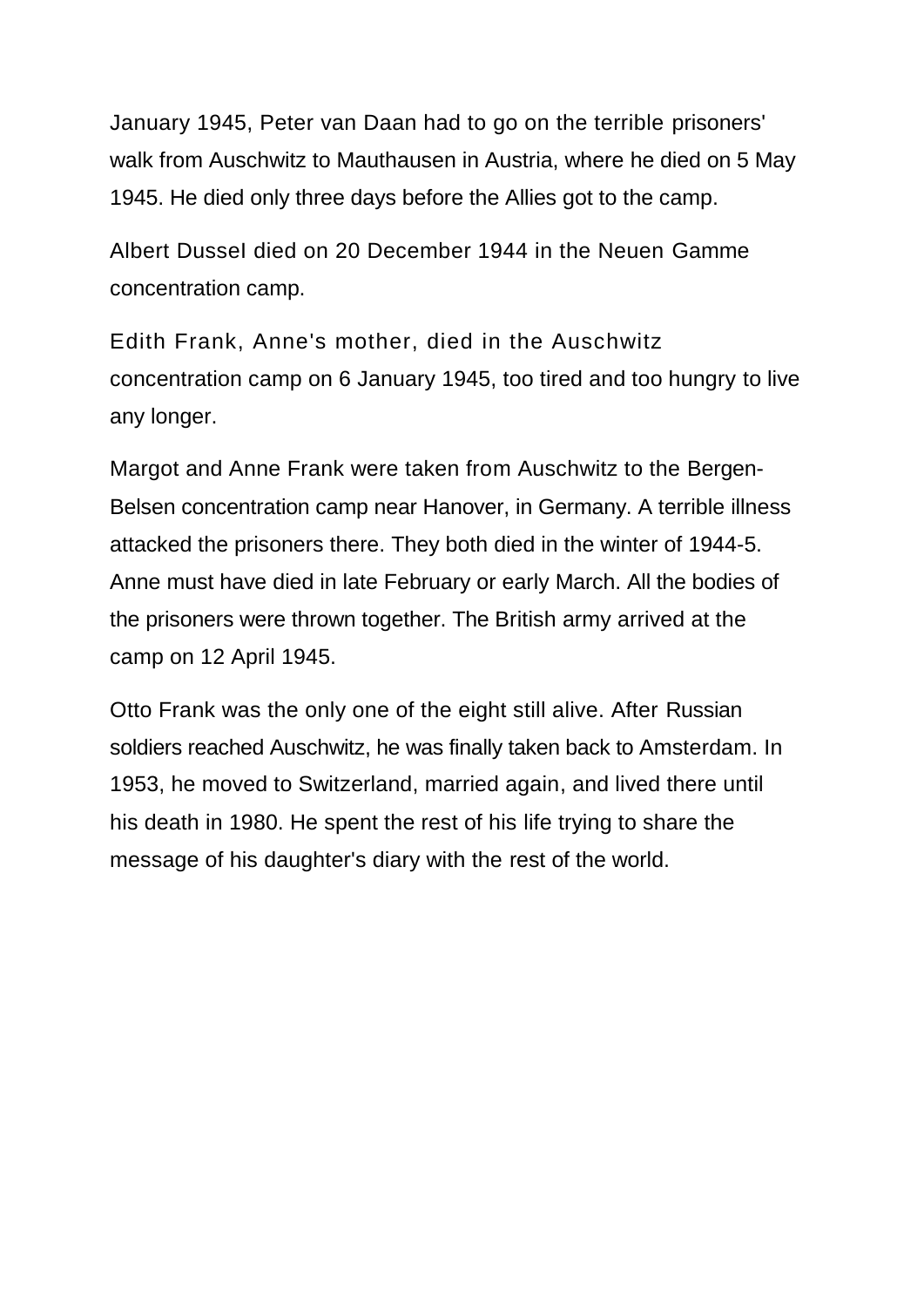January 1945, Peter van Daan had to go on the terrible prisoners' walk from Auschwitz to Mauthausen in Austria, where he died on 5 May 1945. He died only three days before the Allies got to the camp.

Albert Dussel died on 20 December 1944 in the Neuen Gamme concentration camp.

Edith Frank, Anne's mother, died in the Auschwitz concentration camp on 6 January 1945, too tired and too hungry to live any longer.

Margot and Anne Frank were taken from Auschwitz to the Bergen-Belsen concentration camp near Hanover, in Germany. A terrible illness attacked the prisoners there. They both died in the winter of 1944-5. Anne must have died in late February or early March. All the bodies of the prisoners were thrown together. The British army arrived at the camp on 12 April 1945.

Otto Frank was the only one of the eight still alive. After Russian soldiers reached Auschwitz, he was finally taken back to Amsterdam. In 1953, he moved to Switzerland, married again, and lived there until his death in 1980. He spent the rest of his life trying to share the message of his daughter's diary with the rest of the world.